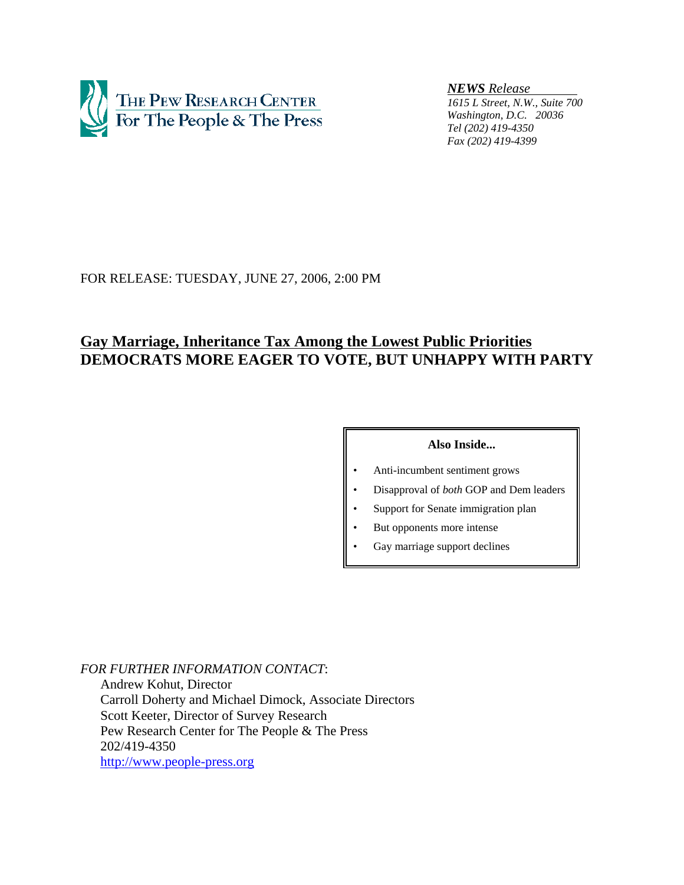THE PEW RESEARCH CENTER
For The People & The Press

***NEWS** Release*
*1615 L Street, N.W., Suite 700*
*Washington, D.C. 20036*
*Tel (202) 419-4350*
*Fax (202) 419-4399*

FOR RELEASE: TUESDAY, JUNE 27, 2006, 2:00 PM

# Gay Marriage, Inheritance Tax Among the Lowest Public Priorities
# DEMOCRATS MORE EAGER TO VOTE, BUT UNHAPPY WITH PARTY

**Also Inside...**

- Anti-incumbent sentiment grows
- Disapproval of *both* GOP and Dem leaders
- Support for Senate immigration plan
- But opponents more intense
- Gay marriage support declines

*FOR FURTHER INFORMATION CONTACT*:
Andrew Kohut, Director
Carroll Doherty and Michael Dimock, Associate Directors
Scott Keeter, Director of Survey Research
Pew Research Center for The People & The Press
202/419-4350
http://www.people-press.org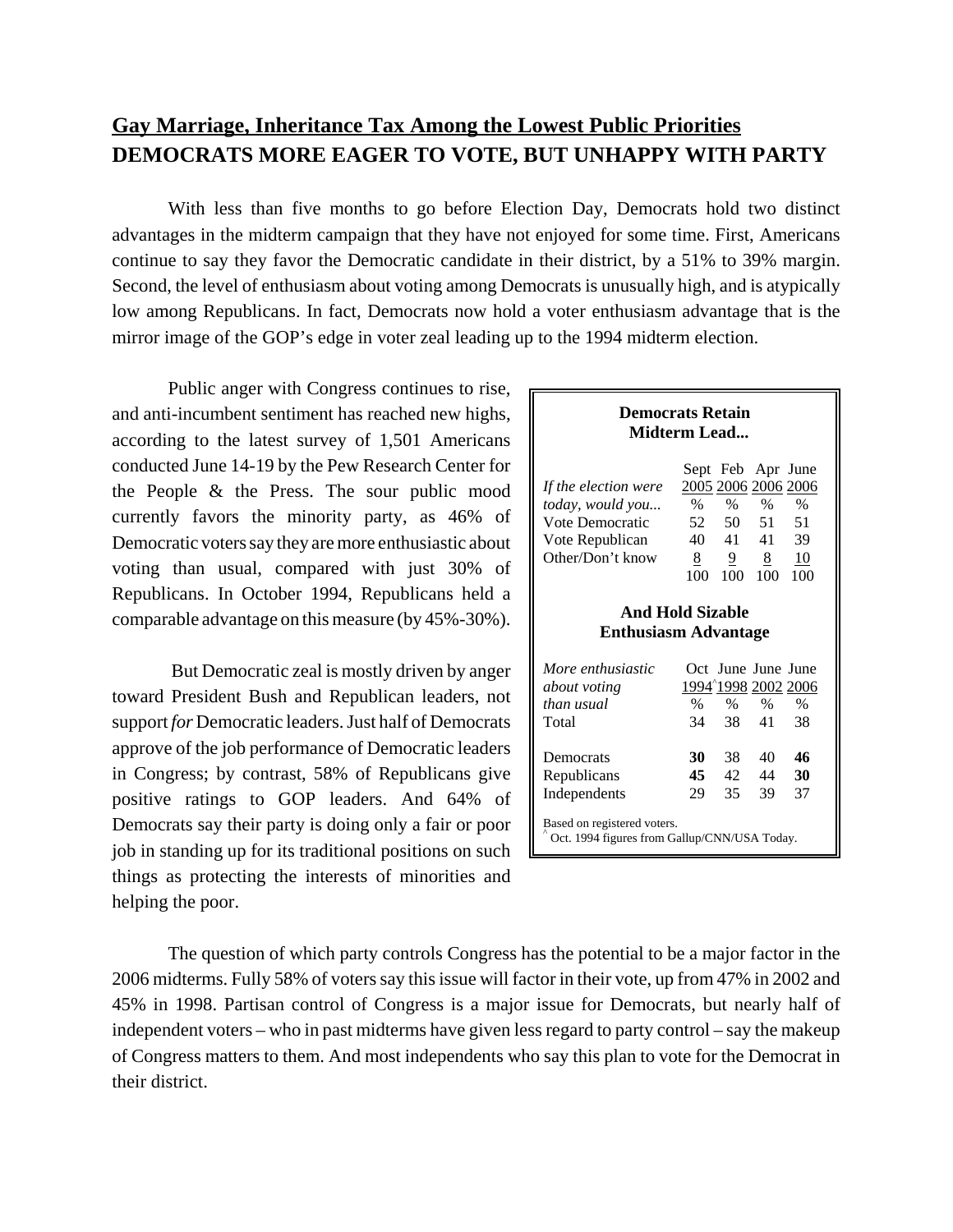## Gay Marriage, Inheritance Tax Among the Lowest Public Priorities
## DEMOCRATS MORE EAGER TO VOTE, BUT UNHAPPY WITH PARTY

With less than five months to go before Election Day, Democrats hold two distinct advantages in the midterm campaign that they have not enjoyed for some time. First, Americans continue to say they favor the Democratic candidate in their district, by a 51% to 39% margin. Second, the level of enthusiasm about voting among Democrats is unusually high, and is atypically low among Republicans. In fact, Democrats now hold a voter enthusiasm advantage that is the mirror image of the GOP's edge in voter zeal leading up to the 1994 midterm election.

Public anger with Congress continues to rise, and anti-incumbent sentiment has reached new highs, according to the latest survey of 1,501 Americans conducted June 14-19 by the Pew Research Center for the People & the Press. The sour public mood currently favors the minority party, as 46% of Democratic voters say they are more enthusiastic about voting than usual, compared with just 30% of Republicans. In October 1994, Republicans held a comparable advantage on this measure (by 45%-30%).

But Democratic zeal is mostly driven by anger toward President Bush and Republican leaders, not support *for* Democratic leaders. Just half of Democrats approve of the job performance of Democratic leaders in Congress; by contrast, 58% of Republicans give positive ratings to GOP leaders. And 64% of Democrats say their party is doing only a fair or poor job in standing up for its traditional positions on such things as protecting the interests of minorities and helping the poor.

**Democrats Retain Midterm Lead...**

| *If the election were today, would you...* | Sept 2005 | Feb 2006 | Apr 2006 | June 2006 |
|---|---|---|---|---|
| | % | % | % | % |
| Vote Democratic | 52 | 50 | 51 | 51 |
| Vote Republican | 40 | 41 | 41 | 39 |
| Other/Don't know | 8 | 9 | 8 | 10 |
| | 100 | 100 | 100 | 100 |

**And Hold Sizable Enthusiasm Advantage**

| *More enthusiastic about voting than usual* | Oct 1994^ | June 1998 | June 2002 | June 2006 |
|---|---|---|---|---|
| | % | % | % | % |
| Total | 34 | 38 | 41 | 38 |
| Democrats | **30** | 38 | 40 | **46** |
| Republicans | **45** | 42 | 44 | **30** |
| Independents | 29 | 35 | 39 | 37 |

Based on registered voters.
^ Oct. 1994 figures from Gallup/CNN/USA Today.

The question of which party controls Congress has the potential to be a major factor in the 2006 midterms. Fully 58% of voters say this issue will factor in their vote, up from 47% in 2002 and 45% in 1998. Partisan control of Congress is a major issue for Democrats, but nearly half of independent voters – who in past midterms have given less regard to party control – say the makeup of Congress matters to them. And most independents who say this plan to vote for the Democrat in their district.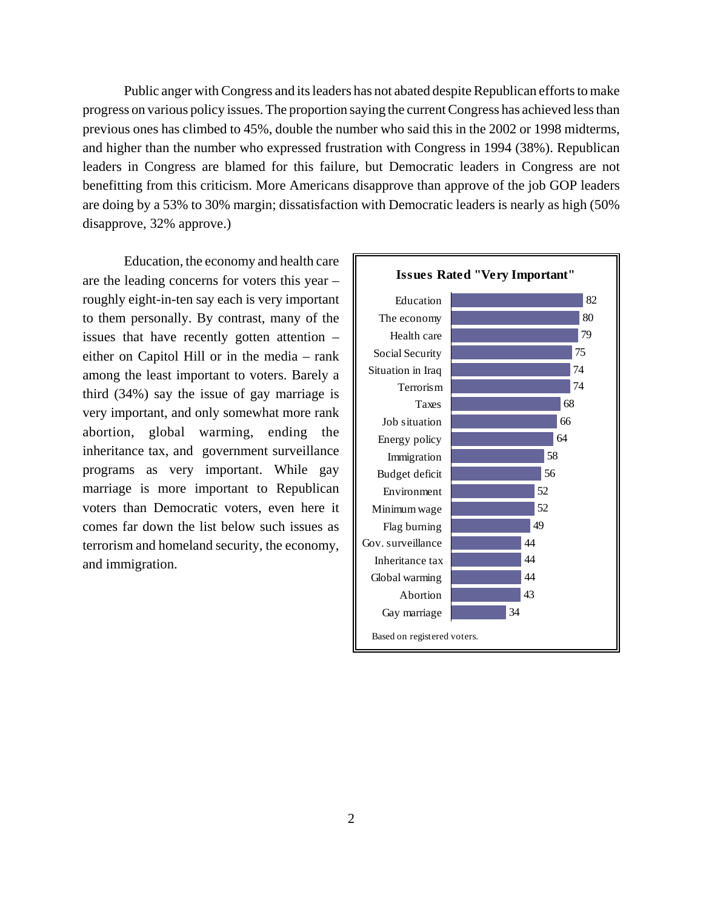Public anger with Congress and its leaders has not abated despite Republican efforts to make progress on various policy issues. The proportion saying the current Congress has achieved less than previous ones has climbed to 45%, double the number who said this in the 2002 or 1998 midterms, and higher than the number who expressed frustration with Congress in 1994 (38%). Republican leaders in Congress are blamed for this failure, but Democratic leaders in Congress are not benefitting from this criticism. More Americans disapprove than approve of the job GOP leaders are doing by a 53% to 30% margin; dissatisfaction with Democratic leaders is nearly as high (50% disapprove, 32% approve.)

Education, the economy and health care are the leading concerns for voters this year – roughly eight-in-ten say each is very important to them personally. By contrast, many of the issues that have recently gotten attention – either on Capitol Hill or in the media – rank among the least important to voters. Barely a third (34%) say the issue of gay marriage is very important, and only somewhat more rank abortion, global warming, ending the inheritance tax, and government surveillance programs as very important. While gay marriage is more important to Republican voters than Democratic voters, even here it comes far down the list below such issues as terrorism and homeland security, the economy, and immigration.

**Issues Rated "Very Important"**

| Issue | % |
|---|---|
| Education | 82 |
| The economy | 80 |
| Health care | 79 |
| Social Security | 75 |
| Situation in Iraq | 74 |
| Terrorism | 74 |
| Taxes | 68 |
| Job situation | 66 |
| Energy policy | 64 |
| Immigration | 58 |
| Budget deficit | 56 |
| Environment | 52 |
| Minimum wage | 52 |
| Flag burning | 49 |
| Gov. surveillance | 44 |
| Inheritance tax | 44 |
| Global warming | 44 |
| Abortion | 43 |
| Gay marriage | 34 |

Based on registered voters.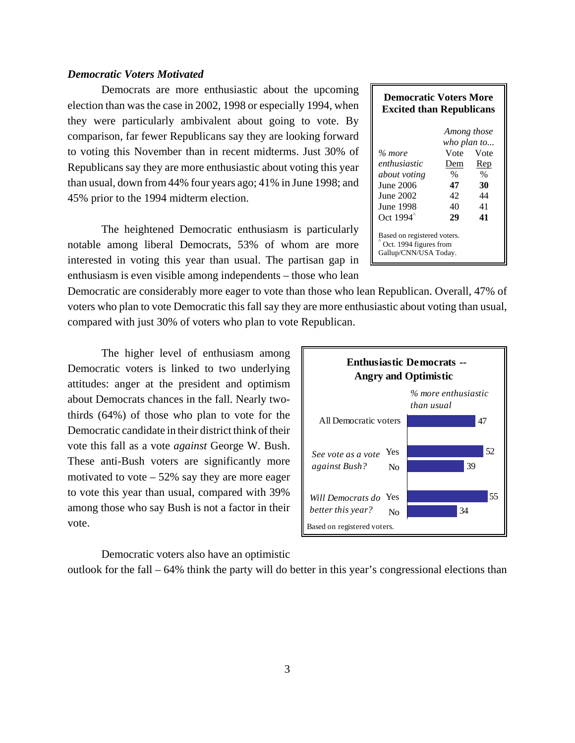### *Democratic Voters Motivated*

Democrats are more enthusiastic about the upcoming election than was the case in 2002, 1998 or especially 1994, when they were particularly ambivalent about going to vote. By comparison, far fewer Republicans say they are looking forward to voting this November than in recent midterms. Just 30% of Republicans say they are more enthusiastic about voting this year than usual, down from 44% four years ago; 41% in June 1998; and 45% prior to the 1994 midterm election.

**Democratic Voters More Excited than Republicans**

| | *Among those who plan to...* | |
|---|---|---|
| *% more enthusiastic about voting* | Vote Dem | Vote Rep |
| | % | % |
| June 2006 | **47** | **30** |
| June 2002 | 42 | 44 |
| June 1998 | 40 | 41 |
| Oct 1994^ | **29** | **41** |

Based on registered voters.
^ Oct. 1994 figures from Gallup/CNN/USA Today.

The heightened Democratic enthusiasm is particularly notable among liberal Democrats, 53% of whom are more interested in voting this year than usual. The partisan gap in enthusiasm is even visible among independents – those who lean Democratic are considerably more eager to vote than those who lean Republican. Overall, 47% of voters who plan to vote Democratic this fall say they are more enthusiastic about voting than usual, compared with just 30% of voters who plan to vote Republican.

The higher level of enthusiasm among Democratic voters is linked to two underlying attitudes: anger at the president and optimism about Democrats chances in the fall. Nearly two-thirds (64%) of those who plan to vote for the Democratic candidate in their district think of their vote this fall as a vote *against* George W. Bush. These anti-Bush voters are significantly more motivated to vote – 52% say they are more eager to vote this year than usual, compared with 39% among those who say Bush is not a factor in their vote.

**Enthusiastic Democrats -- Angry and Optimistic**

| | | *% more enthusiastic than usual* |
|---|---|---|
| All Democratic voters | | 47 |
| *See vote as a vote against Bush?* | Yes | 52 |
| | No | 39 |
| *Will Democrats do better this year?* | Yes | 55 |
| | No | 34 |

Based on registered voters.

Democratic voters also have an optimistic outlook for the fall – 64% think the party will do better in this year's congressional elections than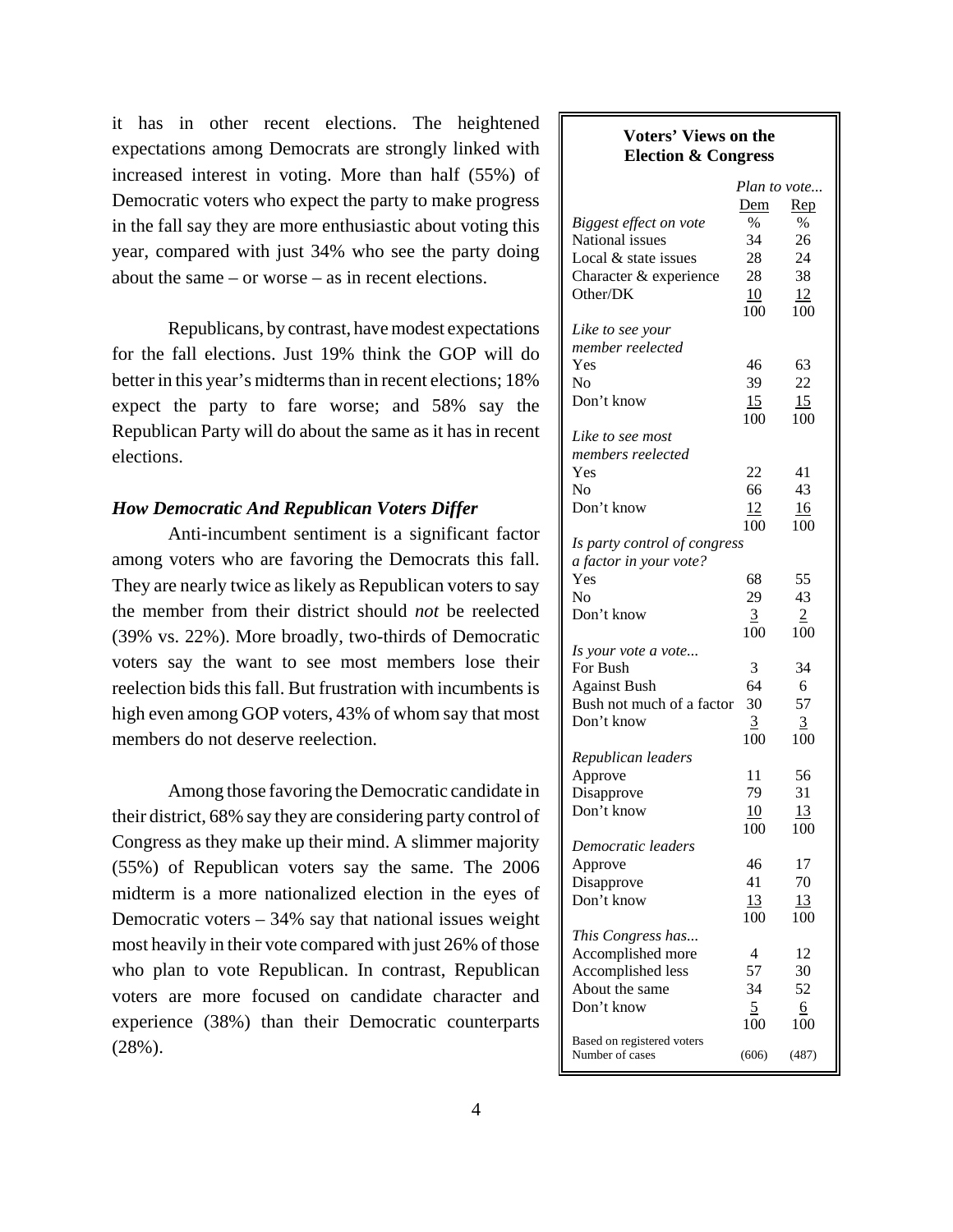it has in other recent elections. The heightened expectations among Democrats are strongly linked with increased interest in voting. More than half (55%) of Democratic voters who expect the party to make progress in the fall say they are more enthusiastic about voting this year, compared with just 34% who see the party doing about the same – or worse – as in recent elections.

Republicans, by contrast, have modest expectations for the fall elections. Just 19% think the GOP will do better in this year's midterms than in recent elections; 18% expect the party to fare worse; and 58% say the Republican Party will do about the same as it has in recent elections.

### *How Democratic And Republican Voters Differ*

Anti-incumbent sentiment is a significant factor among voters who are favoring the Democrats this fall. They are nearly twice as likely as Republican voters to say the member from their district should *not* be reelected (39% vs. 22%). More broadly, two-thirds of Democratic voters say the want to see most members lose their reelection bids this fall. But frustration with incumbents is high even among GOP voters, 43% of whom say that most members do not deserve reelection.

Among those favoring the Democratic candidate in their district, 68% say they are considering party control of Congress as they make up their mind. A slimmer majority (55%) of Republican voters say the same. The 2006 midterm is a more nationalized election in the eyes of Democratic voters – 34% say that national issues weight most heavily in their vote compared with just 26% of those who plan to vote Republican. In contrast, Republican voters are more focused on candidate character and experience (38%) than their Democratic counterparts (28%).

**Voters' Views on the Election & Congress**

| | *Plan to vote...* | |
|---|---|---|
| | Dem | Rep |
| *Biggest effect on vote* | % | % |
| National issues | 34 | 26 |
| Local & state issues | 28 | 24 |
| Character & experience | 28 | 38 |
| Other/DK | 10 | 12 |
| | 100 | 100 |
| *Like to see your member reelected* | | |
| Yes | 46 | 63 |
| No | 39 | 22 |
| Don't know | 15 | 15 |
| | 100 | 100 |
| *Like to see most members reelected* | | |
| Yes | 22 | 41 |
| No | 66 | 43 |
| Don't know | 12 | 16 |
| | 100 | 100 |
| *Is party control of congress a factor in your vote?* | | |
| Yes | 68 | 55 |
| No | 29 | 43 |
| Don't know | 3 | 2 |
| | 100 | 100 |
| *Is your vote a vote...* | | |
| For Bush | 3 | 34 |
| Against Bush | 64 | 6 |
| Bush not much of a factor | 30 | 57 |
| Don't know | 3 | 3 |
| | 100 | 100 |
| *Republican leaders* | | |
| Approve | 11 | 56 |
| Disapprove | 79 | 31 |
| Don't know | 10 | 13 |
| | 100 | 100 |
| *Democratic leaders* | | |
| Approve | 46 | 17 |
| Disapprove | 41 | 70 |
| Don't know | 13 | 13 |
| | 100 | 100 |
| *This Congress has...* | | |
| Accomplished more | 4 | 12 |
| Accomplished less | 57 | 30 |
| About the same | 34 | 52 |
| Don't know | 5 | 6 |
| | 100 | 100 |
| Based on registered voters Number of cases | (606) | (487) |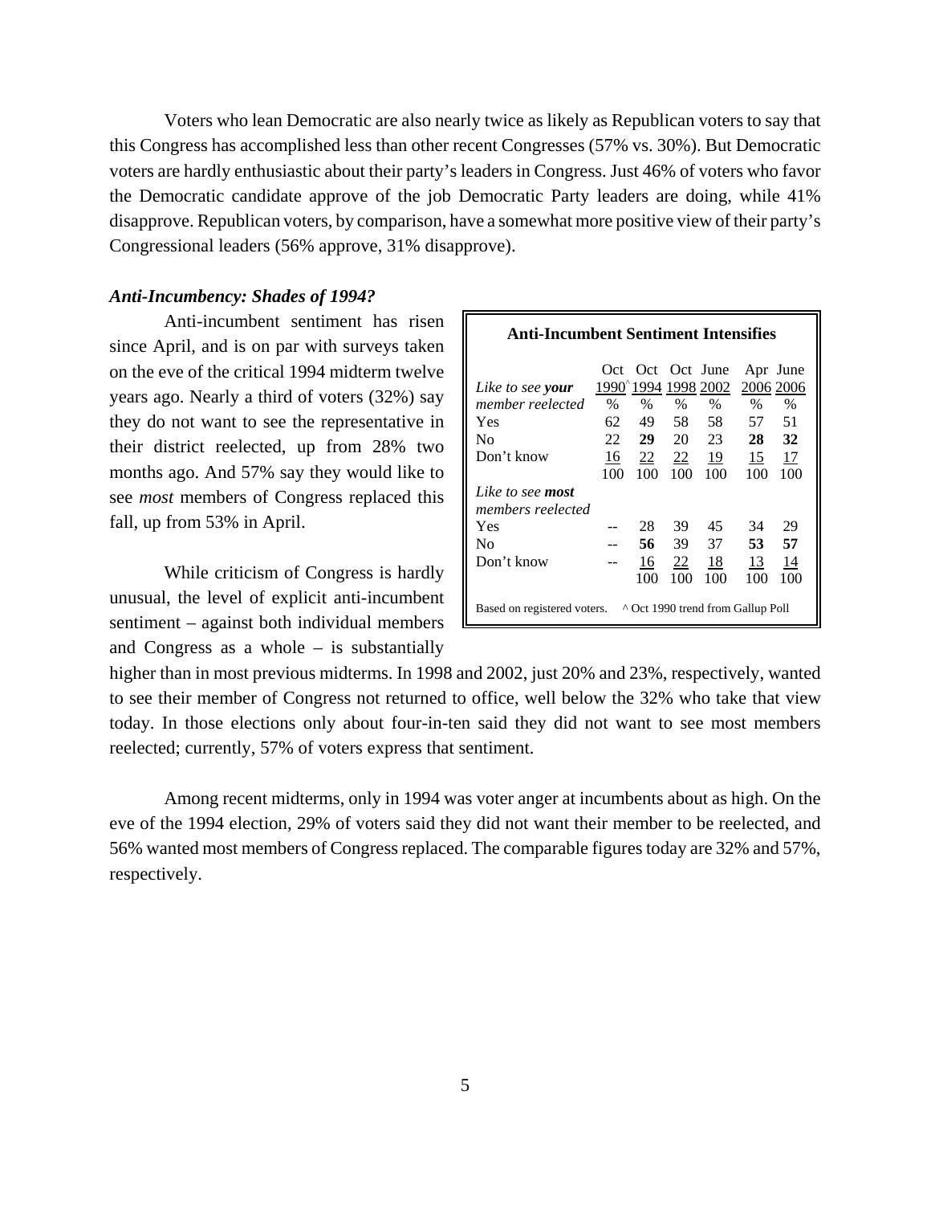Voters who lean Democratic are also nearly twice as likely as Republican voters to say that this Congress has accomplished less than other recent Congresses (57% vs. 30%). But Democratic voters are hardly enthusiastic about their party's leaders in Congress. Just 46% of voters who favor the Democratic candidate approve of the job Democratic Party leaders are doing, while 41% disapprove. Republican voters, by comparison, have a somewhat more positive view of their party's Congressional leaders (56% approve, 31% disapprove).

### *Anti-Incumbency: Shades of 1994?*

Anti-incumbent sentiment has risen since April, and is on par with surveys taken on the eve of the critical 1994 midterm twelve years ago. Nearly a third of voters (32%) say they do not want to see the representative in their district reelected, up from 28% two months ago. And 57% say they would like to see *most* members of Congress replaced this fall, up from 53% in April.

**Anti-Incumbent Sentiment Intensifies**

| | Oct 1990^ | Oct 1994 | Oct 1998 | June 2002 | Apr 2006 | June 2006 |
|---|---|---|---|---|---|---|
| *Like to see* ***your*** *member reelected* | % | % | % | % | % | % |
| Yes | 62 | 49 | 58 | 58 | 57 | 51 |
| No | 22 | **29** | 20 | 23 | **28** | **32** |
| Don't know | 16 | 22 | 22 | 19 | 15 | 17 |
| | 100 | 100 | 100 | 100 | 100 | 100 |
| *Like to see* ***most*** *members reelected* | | | | | | |
| Yes | -- | 28 | 39 | 45 | 34 | 29 |
| No | -- | **56** | 39 | 37 | **53** | **57** |
| Don't know | -- | 16 | 22 | 18 | 13 | 14 |
| | | 100 | 100 | 100 | 100 | 100 |

Based on registered voters. ^ Oct 1990 trend from Gallup Poll

While criticism of Congress is hardly unusual, the level of explicit anti-incumbent sentiment – against both individual members and Congress as a whole – is substantially higher than in most previous midterms. In 1998 and 2002, just 20% and 23%, respectively, wanted to see their member of Congress not returned to office, well below the 32% who take that view today. In those elections only about four-in-ten said they did not want to see most members reelected; currently, 57% of voters express that sentiment.

Among recent midterms, only in 1994 was voter anger at incumbents about as high. On the eve of the 1994 election, 29% of voters said they did not want their member to be reelected, and 56% wanted most members of Congress replaced. The comparable figures today are 32% and 57%, respectively.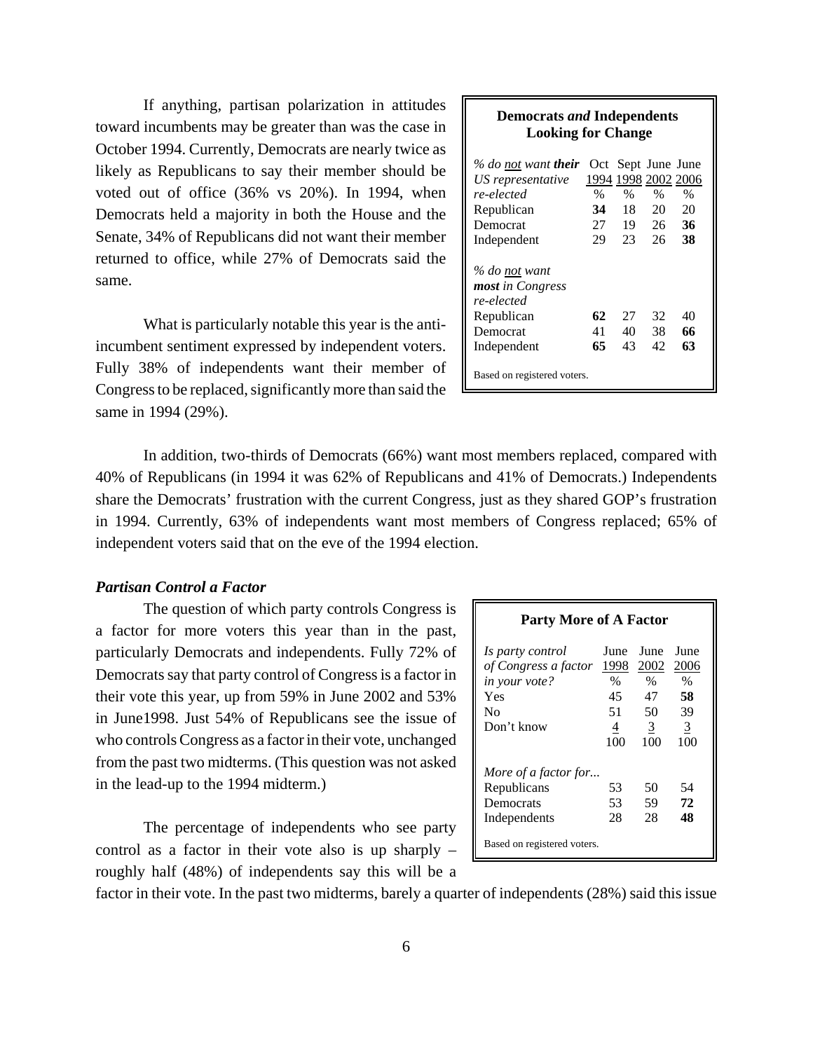If anything, partisan polarization in attitudes toward incumbents may be greater than was the case in October 1994. Currently, Democrats are nearly twice as likely as Republicans to say their member should be voted out of office (36% vs 20%). In 1994, when Democrats held a majority in both the House and the Senate, 34% of Republicans did not want their member returned to office, while 27% of Democrats said the same.

**Democrats *and* Independents Looking for Change**

| *% do not want **their** US representative re-elected* | Oct 1994 | Sept 1998 | June 2002 | June 2006 |
|---|---|---|---|---|
| | % | % | % | % |
| Republican | **34** | 18 | 20 | 20 |
| Democrat | 27 | 19 | 26 | **36** |
| Independent | 29 | 23 | 26 | **38** |
| *% do not want **most** in Congress re-elected* | | | | |
| Republican | **62** | 27 | 32 | 40 |
| Democrat | 41 | 40 | 38 | **66** |
| Independent | **65** | 43 | 42 | **63** |

Based on registered voters.

What is particularly notable this year is the anti-incumbent sentiment expressed by independent voters. Fully 38% of independents want their member of Congress to be replaced, significantly more than said the same in 1994 (29%).

In addition, two-thirds of Democrats (66%) want most members replaced, compared with 40% of Republicans (in 1994 it was 62% of Republicans and 41% of Democrats.) Independents share the Democrats' frustration with the current Congress, just as they shared GOP's frustration in 1994. Currently, 63% of independents want most members of Congress replaced; 65% of independent voters said that on the eve of the 1994 election.

### *Partisan Control a Factor*

The question of which party controls Congress is a factor for more voters this year than in the past, particularly Democrats and independents. Fully 72% of Democrats say that party control of Congress is a factor in their vote this year, up from 59% in June 2002 and 53% in June1998. Just 54% of Republicans see the issue of who controls Congress as a factor in their vote, unchanged from the past two midterms. (This question was not asked in the lead-up to the 1994 midterm.)

**Party More of A Factor**

| *Is party control of Congress a factor in your vote?* | June 1998 | June 2002 | June 2006 |
|---|---|---|---|
| | % | % | % |
| Yes | 45 | 47 | **58** |
| No | 51 | 50 | 39 |
| Don't know | 4 | 3 | 3 |
| | 100 | 100 | 100 |
| *More of a factor for...* | | | |
| Republicans | 53 | 50 | 54 |
| Democrats | 53 | 59 | **72** |
| Independents | 28 | 28 | **48** |

Based on registered voters.

The percentage of independents who see party control as a factor in their vote also is up sharply – roughly half (48%) of independents say this will be a factor in their vote. In the past two midterms, barely a quarter of independents (28%) said this issue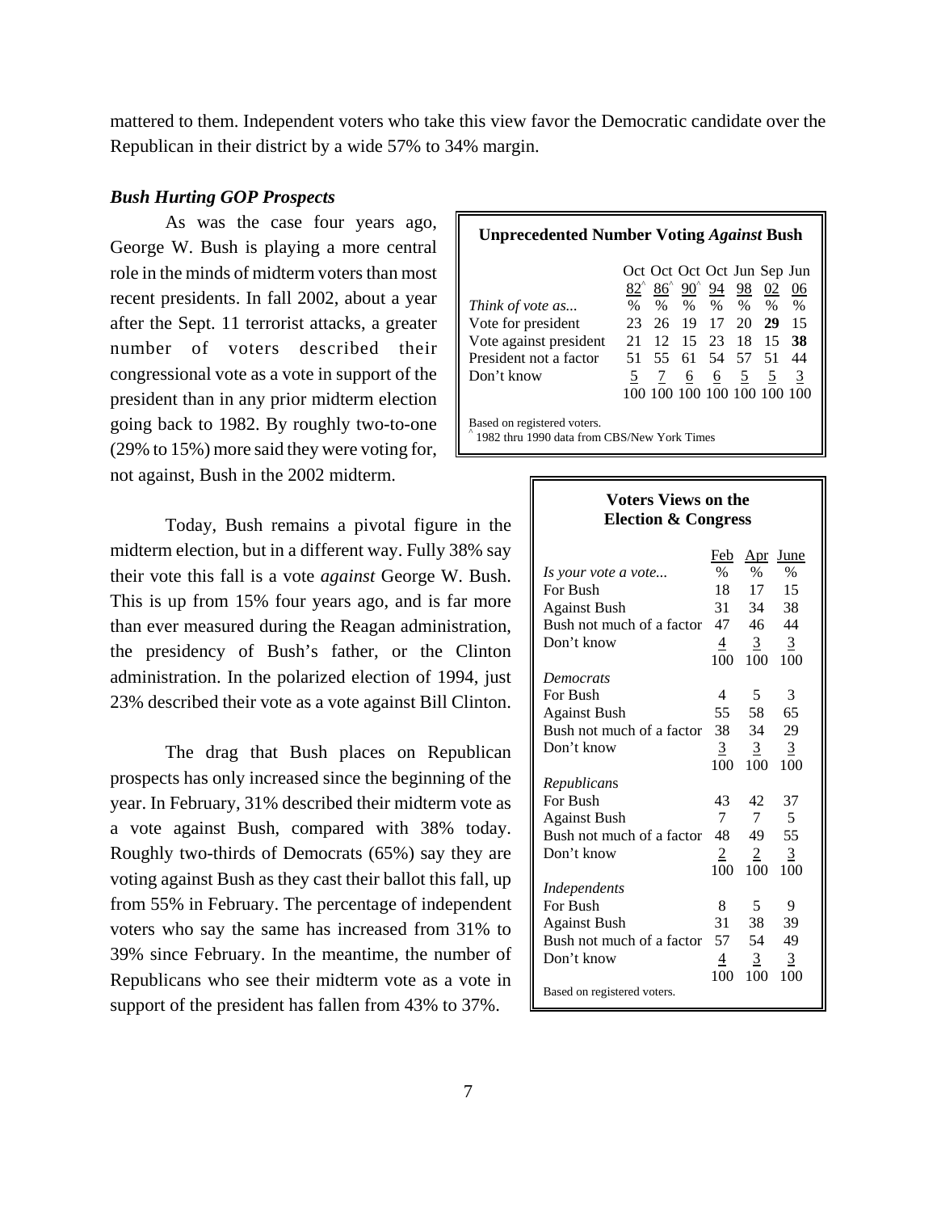mattered to them. Independent voters who take this view favor the Democratic candidate over the Republican in their district by a wide 57% to 34% margin.

### *Bush Hurting GOP Prospects*

As was the case four years ago, George W. Bush is playing a more central role in the minds of midterm voters than most recent presidents. In fall 2002, about a year after the Sept. 11 terrorist attacks, a greater number of voters described their congressional vote as a vote in support of the president than in any prior midterm election going back to 1982. By roughly two-to-one (29% to 15%) more said they were voting for, not against, Bush in the 2002 midterm.

**Unprecedented Number Voting *Against* Bush**

| *Think of vote as...* | Oct 82^ | Oct 86^ | Oct 90^ | Oct 94 | Jun 98 | Sep 02 | Jun 06 |
|---|---|---|---|---|---|---|---|
| | % | % | % | % | % | % | % |
| Vote for president | 23 | 26 | 19 | 17 | 20 | **29** | 15 |
| Vote against president | 21 | 12 | 15 | 23 | 18 | 15 | **38** |
| President not a factor | 51 | 55 | 61 | 54 | 57 | 51 | 44 |
| Don't know | 5 | 7 | 6 | 6 | 5 | 5 | 3 |
| | 100 | 100 | 100 | 100 | 100 | 100 | 100 |

Based on registered voters.
^ 1982 thru 1990 data from CBS/New York Times

Today, Bush remains a pivotal figure in the midterm election, but in a different way. Fully 38% say their vote this fall is a vote *against* George W. Bush. This is up from 15% four years ago, and is far more than ever measured during the Reagan administration, the presidency of Bush's father, or the Clinton administration. In the polarized election of 1994, just 23% described their vote as a vote against Bill Clinton.

The drag that Bush places on Republican prospects has only increased since the beginning of the year. In February, 31% described their midterm vote as a vote against Bush, compared with 38% today. Roughly two-thirds of Democrats (65%) say they are voting against Bush as they cast their ballot this fall, up from 55% in February. The percentage of independent voters who say the same has increased from 31% to 39% since February. In the meantime, the number of Republicans who see their midterm vote as a vote in support of the president has fallen from 43% to 37%.

**Voters Views on the Election & Congress**

| *Is your vote a vote...* | Feb | Apr | June |
|---|---|---|---|
| | % | % | % |
| For Bush | 18 | 17 | 15 |
| Against Bush | 31 | 34 | 38 |
| Bush not much of a factor | 47 | 46 | 44 |
| Don't know | 4 | 3 | 3 |
| | 100 | 100 | 100 |
| *Democrats* | | | |
| For Bush | 4 | 5 | 3 |
| Against Bush | 55 | 58 | 65 |
| Bush not much of a factor | 38 | 34 | 29 |
| Don't know | 3 | 3 | 3 |
| | 100 | 100 | 100 |
| *Republicans* | | | |
| For Bush | 43 | 42 | 37 |
| Against Bush | 7 | 7 | 5 |
| Bush not much of a factor | 48 | 49 | 55 |
| Don't know | 2 | 2 | 3 |
| | 100 | 100 | 100 |
| *Independents* | | | |
| For Bush | 8 | 5 | 9 |
| Against Bush | 31 | 38 | 39 |
| Bush not much of a factor | 57 | 54 | 49 |
| Don't know | 4 | 3 | 3 |
| | 100 | 100 | 100 |

Based on registered voters.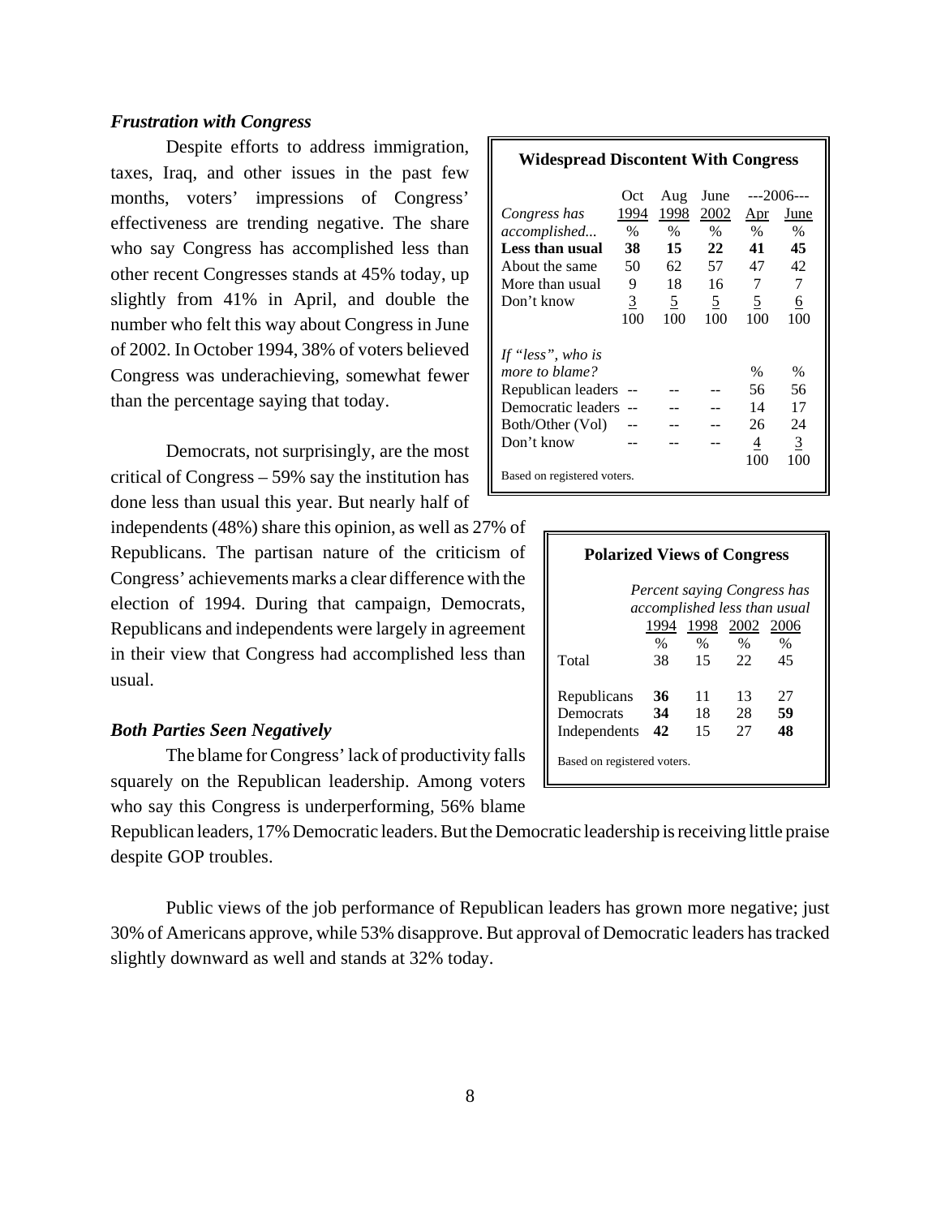### *Frustration with Congress*

Despite efforts to address immigration, taxes, Iraq, and other issues in the past few months, voters' impressions of Congress' effectiveness are trending negative. The share who say Congress has accomplished less than other recent Congresses stands at 45% today, up slightly from 41% in April, and double the number who felt this way about Congress in June of 2002. In October 1994, 38% of voters believed Congress was underachieving, somewhat fewer than the percentage saying that today.

**Widespread Discontent With Congress**

| *Congress has accomplished...* | Oct 1994 | Aug 1998 | June 2002 | ---2006--- Apr | June |
|---|---|---|---|---|---|
| | % | % | % | % | % |
| **Less than usual** | **38** | **15** | **22** | **41** | **45** |
| About the same | 50 | 62 | 57 | 47 | 42 |
| More than usual | 9 | 18 | 16 | 7 | 7 |
| Don't know | 3 | 5 | 5 | 5 | 6 |
| | 100 | 100 | 100 | 100 | 100 |
| *If "less", who is more to blame?* | | | | % | % |
| Republican leaders | -- | -- | -- | 56 | 56 |
| Democratic leaders | -- | -- | -- | 14 | 17 |
| Both/Other (Vol) | -- | -- | -- | 26 | 24 |
| Don't know | -- | -- | -- | 4 | 3 |
| | | | | 100 | 100 |

Based on registered voters.

Democrats, not surprisingly, are the most critical of Congress – 59% say the institution has done less than usual this year. But nearly half of independents (48%) share this opinion, as well as 27% of Republicans. The partisan nature of the criticism of Congress' achievements marks a clear difference with the election of 1994. During that campaign, Democrats, Republicans and independents were largely in agreement in their view that Congress had accomplished less than usual.

**Polarized Views of Congress**

| | *Percent saying Congress has accomplished less than usual* 1994 | 1998 | 2002 | 2006 |
|---|---|---|---|---|
| | % | % | % | % |
| Total | 38 | 15 | 22 | 45 |
| Republicans | **36** | 11 | 13 | 27 |
| Democrats | **34** | 18 | 28 | **59** |
| Independents | **42** | 15 | 27 | **48** |

Based on registered voters.

### *Both Parties Seen Negatively*

The blame for Congress' lack of productivity falls squarely on the Republican leadership. Among voters who say this Congress is underperforming, 56% blame Republican leaders, 17% Democratic leaders. But the Democratic leadership is receiving little praise despite GOP troubles.

Public views of the job performance of Republican leaders has grown more negative; just 30% of Americans approve, while 53% disapprove. But approval of Democratic leaders has tracked slightly downward as well and stands at 32% today.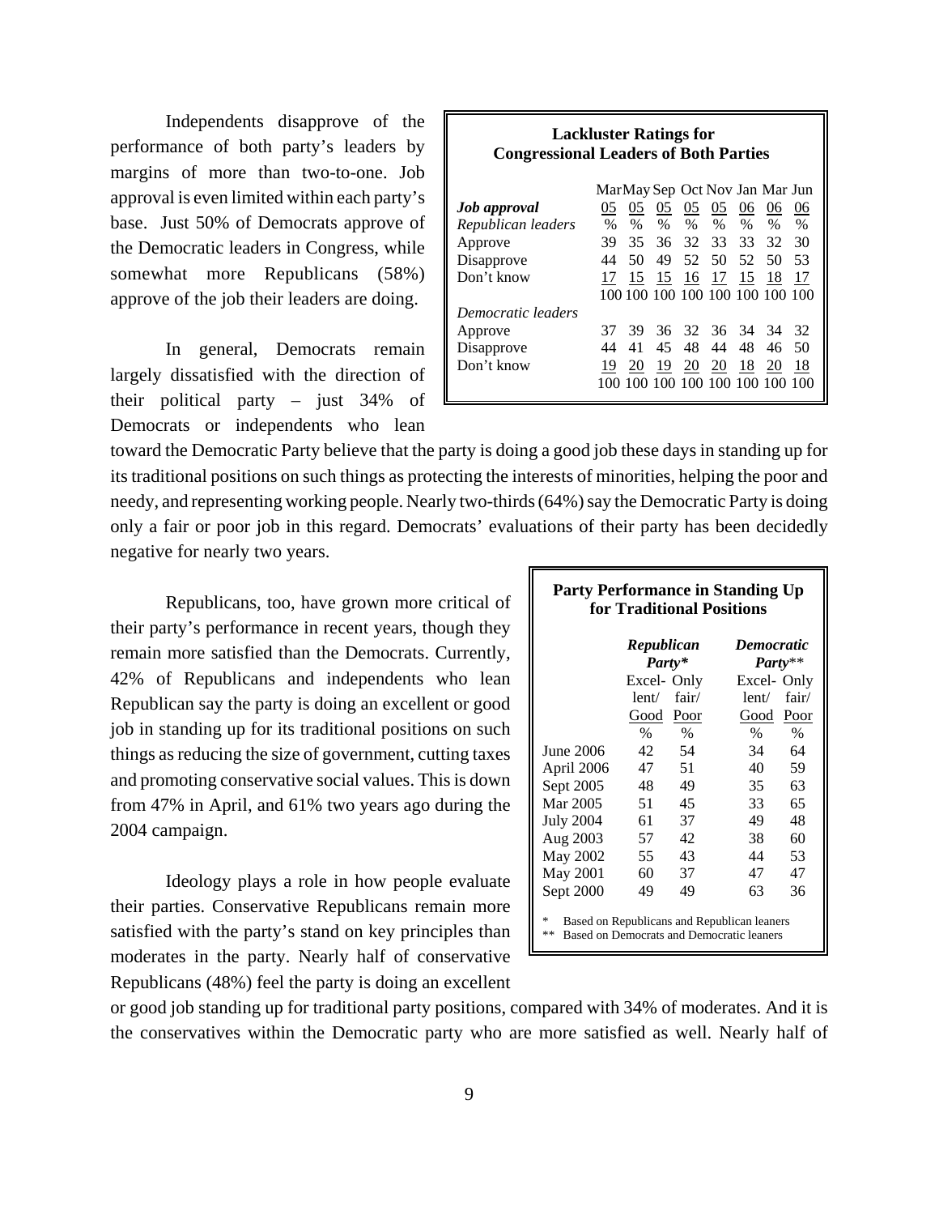Independents disapprove of the performance of both party's leaders by margins of more than two-to-one. Job approval is even limited within each party's base. Just 50% of Democrats approve of the Democratic leaders in Congress, while somewhat more Republicans (58%) approve of the job their leaders are doing.

**Lackluster Ratings for Congressional Leaders of Both Parties**

| ***Job approval*** | Mar 05 | May 05 | Sep 05 | Oct 05 | Nov 05 | Jan 06 | Mar 06 | Jun 06 |
|---|---|---|---|---|---|---|---|---|
| *Republican leaders* | % | % | % | % | % | % | % | % |
| Approve | 39 | 35 | 36 | 32 | 33 | 33 | 32 | 30 |
| Disapprove | 44 | 50 | 49 | 52 | 50 | 52 | 50 | 53 |
| Don't know | 17 | 15 | 15 | 16 | 17 | 15 | 18 | 17 |
| | 100 | 100 | 100 | 100 | 100 | 100 | 100 | 100 |
| *Democratic leaders* | | | | | | | | |
| Approve | 37 | 39 | 36 | 32 | 36 | 34 | 34 | 32 |
| Disapprove | 44 | 41 | 45 | 48 | 44 | 48 | 46 | 50 |
| Don't know | 19 | 20 | 19 | 20 | 20 | 18 | 20 | 18 |
| | 100 | 100 | 100 | 100 | 100 | 100 | 100 | 100 |

In general, Democrats remain largely dissatisfied with the direction of their political party – just 34% of Democrats or independents who lean toward the Democratic Party believe that the party is doing a good job these days in standing up for its traditional positions on such things as protecting the interests of minorities, helping the poor and needy, and representing working people. Nearly two-thirds (64%) say the Democratic Party is doing only a fair or poor job in this regard. Democrats' evaluations of their party has been decidedly negative for nearly two years.

Republicans, too, have grown more critical of their party's performance in recent years, though they remain more satisfied than the Democrats. Currently, 42% of Republicans and independents who lean Republican say the party is doing an excellent or good job in standing up for its traditional positions on such things as reducing the size of government, cutting taxes and promoting conservative social values. This is down from 47% in April, and 61% two years ago during the 2004 campaign.

**Party Performance in Standing Up for Traditional Positions**

| | ***Republican Party**** | | ***Democratic Party***** | |
|---|---|---|---|---|
| | Excel-lent/Good | Only fair/Poor | Excel-lent/Good | Only fair/Poor |
| | % | % | % | % |
| June 2006 | 42 | 54 | 34 | 64 |
| April 2006 | 47 | 51 | 40 | 59 |
| Sept 2005 | 48 | 49 | 35 | 63 |
| Mar 2005 | 51 | 45 | 33 | 65 |
| July 2004 | 61 | 37 | 49 | 48 |
| Aug 2003 | 57 | 42 | 38 | 60 |
| May 2002 | 55 | 43 | 44 | 53 |
| May 2001 | 60 | 37 | 47 | 47 |
| Sept 2000 | 49 | 49 | 63 | 36 |

\* Based on Republicans and Republican leaners
\*\* Based on Democrats and Democratic leaners

Ideology plays a role in how people evaluate their parties. Conservative Republicans remain more satisfied with the party's stand on key principles than moderates in the party. Nearly half of conservative Republicans (48%) feel the party is doing an excellent or good job standing up for traditional party positions, compared with 34% of moderates. And it is the conservatives within the Democratic party who are more satisfied as well. Nearly half of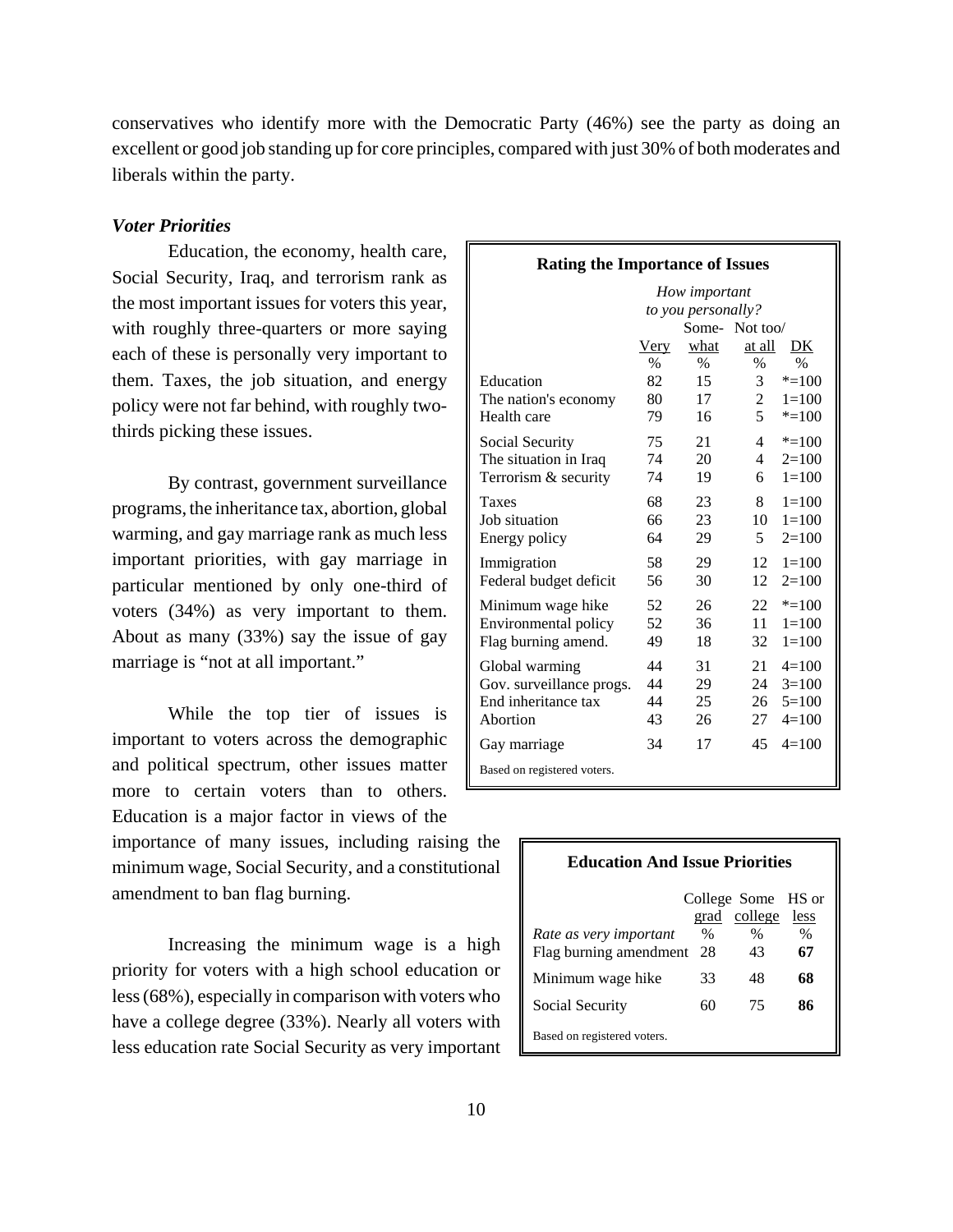conservatives who identify more with the Democratic Party (46%) see the party as doing an excellent or good job standing up for core principles, compared with just 30% of both moderates and liberals within the party.

### *Voter Priorities*

Education, the economy, health care, Social Security, Iraq, and terrorism rank as the most important issues for voters this year, with roughly three-quarters or more saying each of these is personally very important to them. Taxes, the job situation, and energy policy were not far behind, with roughly two-thirds picking these issues.

**Rating the Importance of Issues**

| | *How important to you personally?* | | | |
|---|---|---|---|---|
| | Very | Some-what | Not too/ at all | DK |
| | % | % | % | % |
| Education | 82 | 15 | 3 | *=100 |
| The nation's economy | 80 | 17 | 2 | 1=100 |
| Health care | 79 | 16 | 5 | *=100 |
| Social Security | 75 | 21 | 4 | *=100 |
| The situation in Iraq | 74 | 20 | 4 | 2=100 |
| Terrorism & security | 74 | 19 | 6 | 1=100 |
| Taxes | 68 | 23 | 8 | 1=100 |
| Job situation | 66 | 23 | 10 | 1=100 |
| Energy policy | 64 | 29 | 5 | 2=100 |
| Immigration | 58 | 29 | 12 | 1=100 |
| Federal budget deficit | 56 | 30 | 12 | 2=100 |
| Minimum wage hike | 52 | 26 | 22 | *=100 |
| Environmental policy | 52 | 36 | 11 | 1=100 |
| Flag burning amend. | 49 | 18 | 32 | 1=100 |
| Global warming | 44 | 31 | 21 | 4=100 |
| Gov. surveillance progs. | 44 | 29 | 24 | 3=100 |
| End inheritance tax | 44 | 25 | 26 | 5=100 |
| Abortion | 43 | 26 | 27 | 4=100 |
| Gay marriage | 34 | 17 | 45 | 4=100 |

Based on registered voters.

By contrast, government surveillance programs, the inheritance tax, abortion, global warming, and gay marriage rank as much less important priorities, with gay marriage in particular mentioned by only one-third of voters (34%) as very important to them. About as many (33%) say the issue of gay marriage is "not at all important."

While the top tier of issues is important to voters across the demographic and political spectrum, other issues matter more to certain voters than to others. Education is a major factor in views of the importance of many issues, including raising the minimum wage, Social Security, and a constitutional amendment to ban flag burning.

**Education And Issue Priorities**

| *Rate as very important* | College grad | Some college | HS or less |
|---|---|---|---|
| | % | % | % |
| Flag burning amendment | 28 | 43 | **67** |
| Minimum wage hike | 33 | 48 | **68** |
| Social Security | 60 | 75 | **86** |

Based on registered voters.

Increasing the minimum wage is a high priority for voters with a high school education or less (68%), especially in comparison with voters who have a college degree (33%). Nearly all voters with less education rate Social Security as very important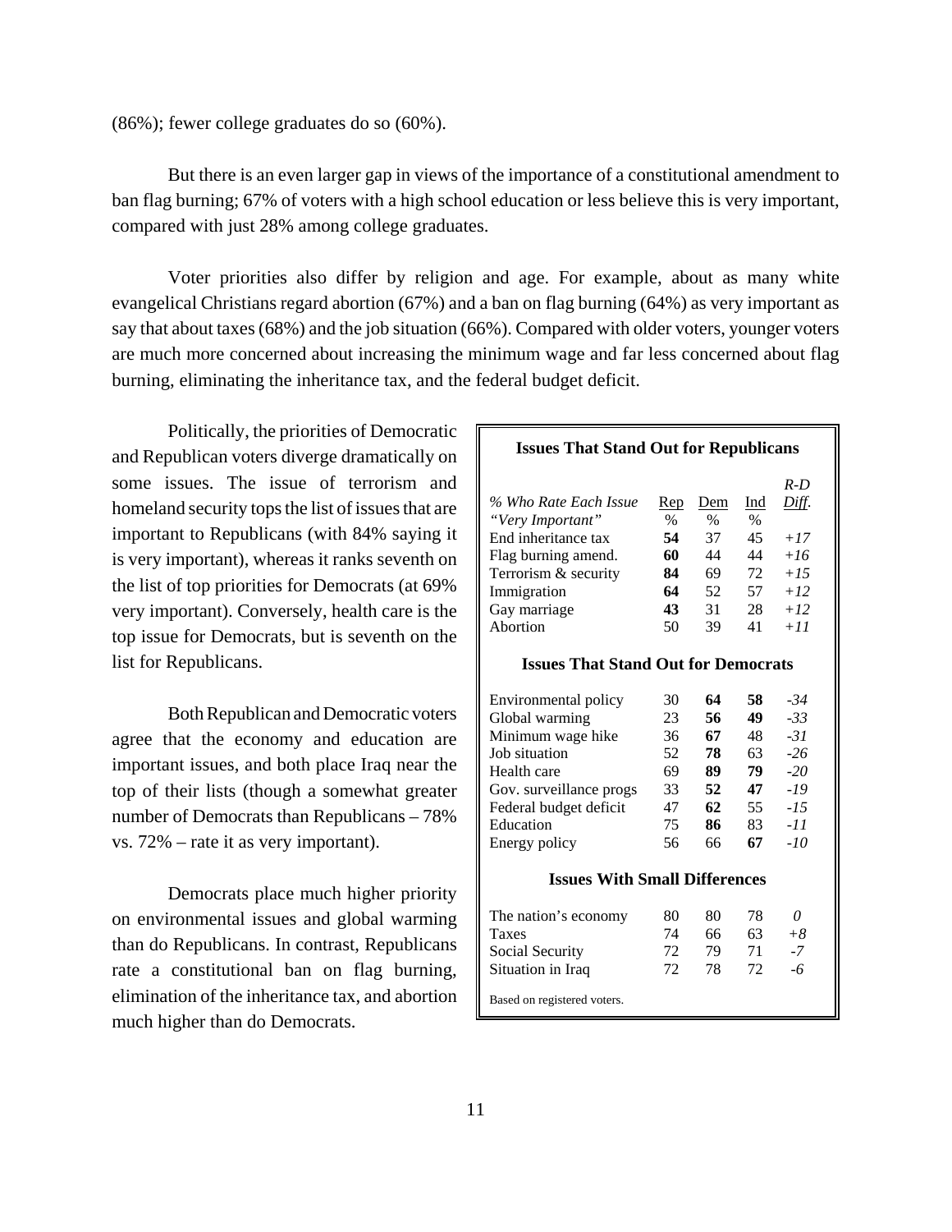(86%); fewer college graduates do so (60%).

But there is an even larger gap in views of the importance of a constitutional amendment to ban flag burning; 67% of voters with a high school education or less believe this is very important, compared with just 28% among college graduates.

Voter priorities also differ by religion and age. For example, about as many white evangelical Christians regard abortion (67%) and a ban on flag burning (64%) as very important as say that about taxes (68%) and the job situation (66%). Compared with older voters, younger voters are much more concerned about increasing the minimum wage and far less concerned about flag burning, eliminating the inheritance tax, and the federal budget deficit.

Politically, the priorities of Democratic and Republican voters diverge dramatically on some issues. The issue of terrorism and homeland security tops the list of issues that are important to Republicans (with 84% saying it is very important), whereas it ranks seventh on the list of top priorities for Democrats (at 69% very important). Conversely, health care is the top issue for Democrats, but is seventh on the list for Republicans.

Both Republican and Democratic voters agree that the economy and education are important issues, and both place Iraq near the top of their lists (though a somewhat greater number of Democrats than Republicans – 78% vs. 72% – rate it as very important).

Democrats place much higher priority on environmental issues and global warming than do Republicans. In contrast, Republicans rate a constitutional ban on flag burning, elimination of the inheritance tax, and abortion much higher than do Democrats.

**Issues That Stand Out for Republicans**

| *% Who Rate Each Issue "Very Important"* | Rep % | Dem % | Ind % | *R-D Diff.* |
|---|---|---|---|---|
| End inheritance tax | **54** | 37 | 45 | *+17* |
| Flag burning amend. | **60** | 44 | 44 | *+16* |
| Terrorism & security | **84** | 69 | 72 | *+15* |
| Immigration | **64** | 52 | 57 | *+12* |
| Gay marriage | **43** | 31 | 28 | *+12* |
| Abortion | 50 | 39 | 41 | *+11* |
| **Issues That Stand Out for Democrats** | | | | |
| Environmental policy | 30 | **64** | **58** | *-34* |
| Global warming | 23 | **56** | **49** | *-33* |
| Minimum wage hike | 36 | **67** | 48 | *-31* |
| Job situation | 52 | **78** | 63 | *-26* |
| Health care | 69 | **89** | **79** | *-20* |
| Gov. surveillance progs | 33 | **52** | **47** | *-19* |
| Federal budget deficit | 47 | **62** | 55 | *-15* |
| Education | 75 | **86** | 83 | *-11* |
| Energy policy | 56 | 66 | **67** | *-10* |
| **Issues With Small Differences** | | | | |
| The nation's economy | 80 | 80 | 78 | *0* |
| Taxes | 74 | 66 | 63 | *+8* |
| Social Security | 72 | 79 | 71 | *-7* |
| Situation in Iraq | 72 | 78 | 72 | *-6* |

Based on registered voters.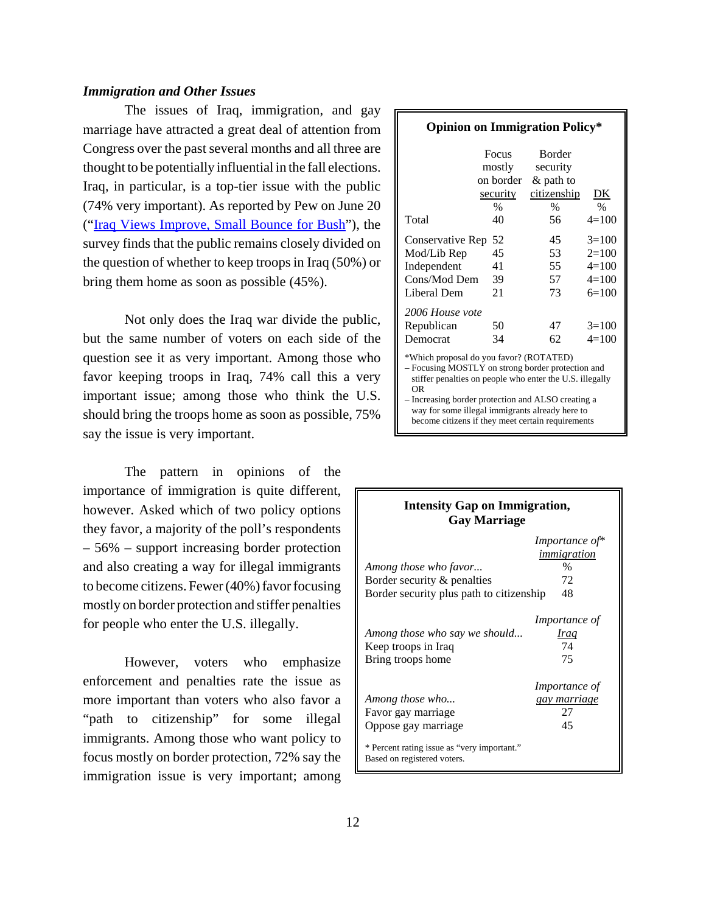### *Immigration and Other Issues*

The issues of Iraq, immigration, and gay marriage have attracted a great deal of attention from Congress over the past several months and all three are thought to be potentially influential in the fall elections. Iraq, in particular, is a top-tier issue with the public (74% very important). As reported by Pew on June 20 ("Iraq Views Improve, Small Bounce for Bush"), the survey finds that the public remains closely divided on the question of whether to keep troops in Iraq (50%) or bring them home as soon as possible (45%).

Not only does the Iraq war divide the public, but the same number of voters on each side of the question see it as very important. Among those who favor keeping troops in Iraq, 74% call this a very important issue; among those who think the U.S. should bring the troops home as soon as possible, 75% say the issue is very important.

The pattern in opinions of the importance of immigration is quite different, however. Asked which of two policy options they favor, a majority of the poll's respondents – 56% – support increasing border protection and also creating a way for illegal immigrants to become citizens. Fewer (40%) favor focusing mostly on border protection and stiffer penalties for people who enter the U.S. illegally.

However, voters who emphasize enforcement and penalties rate the issue as more important than voters who also favor a "path to citizenship" for some illegal immigrants. Among those who want policy to focus mostly on border protection, 72% say the immigration issue is very important; among

**Opinion on Immigration Policy***

| | Focus mostly on border security | Border security & path to citizenship | DK |
|---|---|---|---|
| | % | % | % |
| Total | 40 | 56 | 4=100 |
| Conservative Rep | 52 | 45 | 3=100 |
| Mod/Lib Rep | 45 | 53 | 2=100 |
| Independent | 41 | 55 | 4=100 |
| Cons/Mod Dem | 39 | 57 | 4=100 |
| Liberal Dem | 21 | 73 | 6=100 |
| *2006 House vote* | | | |
| Republican | 50 | 47 | 3=100 |
| Democrat | 34 | 62 | 4=100 |

*Which proposal do you favor? (ROTATED)
– Focusing MOSTLY on strong border protection and stiffer penalties on people who enter the U.S. illegally OR
– Increasing border protection and ALSO creating a way for some illegal immigrants already here to become citizens if they meet certain requirements

**Intensity Gap on Immigration, Gay Marriage**

| *Among those who favor...* | *Importance of* immigration* % |
|---|---|
| Border security & penalties | 72 |
| Border security plus path to citizenship | 48 |
| ***Among those who say we should...*** | ***Importance of Iraq*** |
| Keep troops in Iraq | 74 |
| Bring troops home | 75 |
| ***Among those who...*** | ***Importance of gay marriage*** |
| Favor gay marriage | 27 |
| Oppose gay marriage | 45 |

\* Percent rating issue as "very important." Based on registered voters.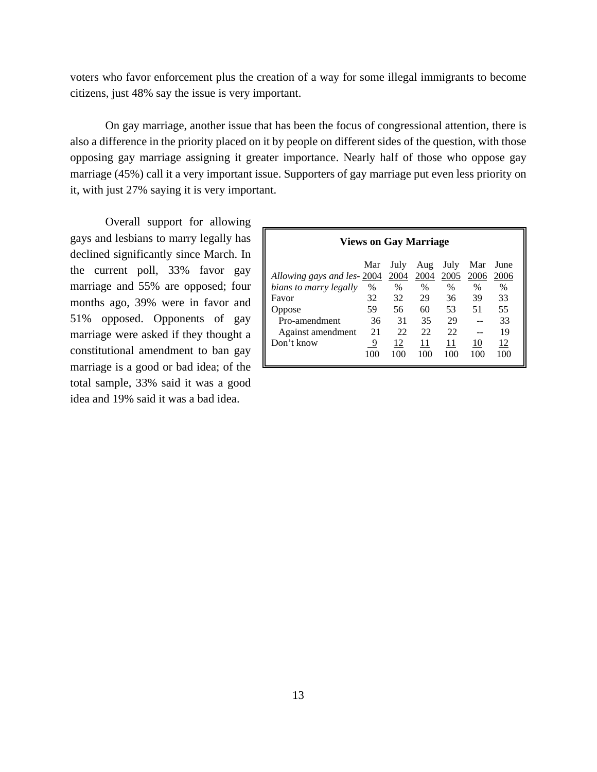voters who favor enforcement plus the creation of a way for some illegal immigrants to become citizens, just 48% say the issue is very important.

On gay marriage, another issue that has been the focus of congressional attention, there is also a difference in the priority placed on it by people on different sides of the question, with those opposing gay marriage assigning it greater importance. Nearly half of those who oppose gay marriage (45%) call it a very important issue. Supporters of gay marriage put even less priority on it, with just 27% saying it is very important.

Overall support for allowing gays and lesbians to marry legally has declined significantly since March. In the current poll, 33% favor gay marriage and 55% are opposed; four months ago, 39% were in favor and 51% opposed. Opponents of gay marriage were asked if they thought a constitutional amendment to ban gay marriage is a good or bad idea; of the total sample, 33% said it was a good idea and 19% said it was a bad idea.

**Views on Gay Marriage**

| *Allowing gays and lesbians to marry legally* | Mar 2004 % | July 2004 % | Aug 2004 % | July 2005 % | Mar 2006 % | June 2006 % |
|---|---|---|---|---|---|---|
| Favor | 32 | 32 | 29 | 36 | 39 | 33 |
| Oppose | 59 | 56 | 60 | 53 | 51 | 55 |
| Pro-amendment | 36 | 31 | 35 | 29 | -- | 33 |
| Against amendment | 21 | 22 | 22 | 22 | -- | 19 |
| Don't know | 9 | 12 | 11 | 11 | 10 | 12 |
| | 100 | 100 | 100 | 100 | 100 | 100 |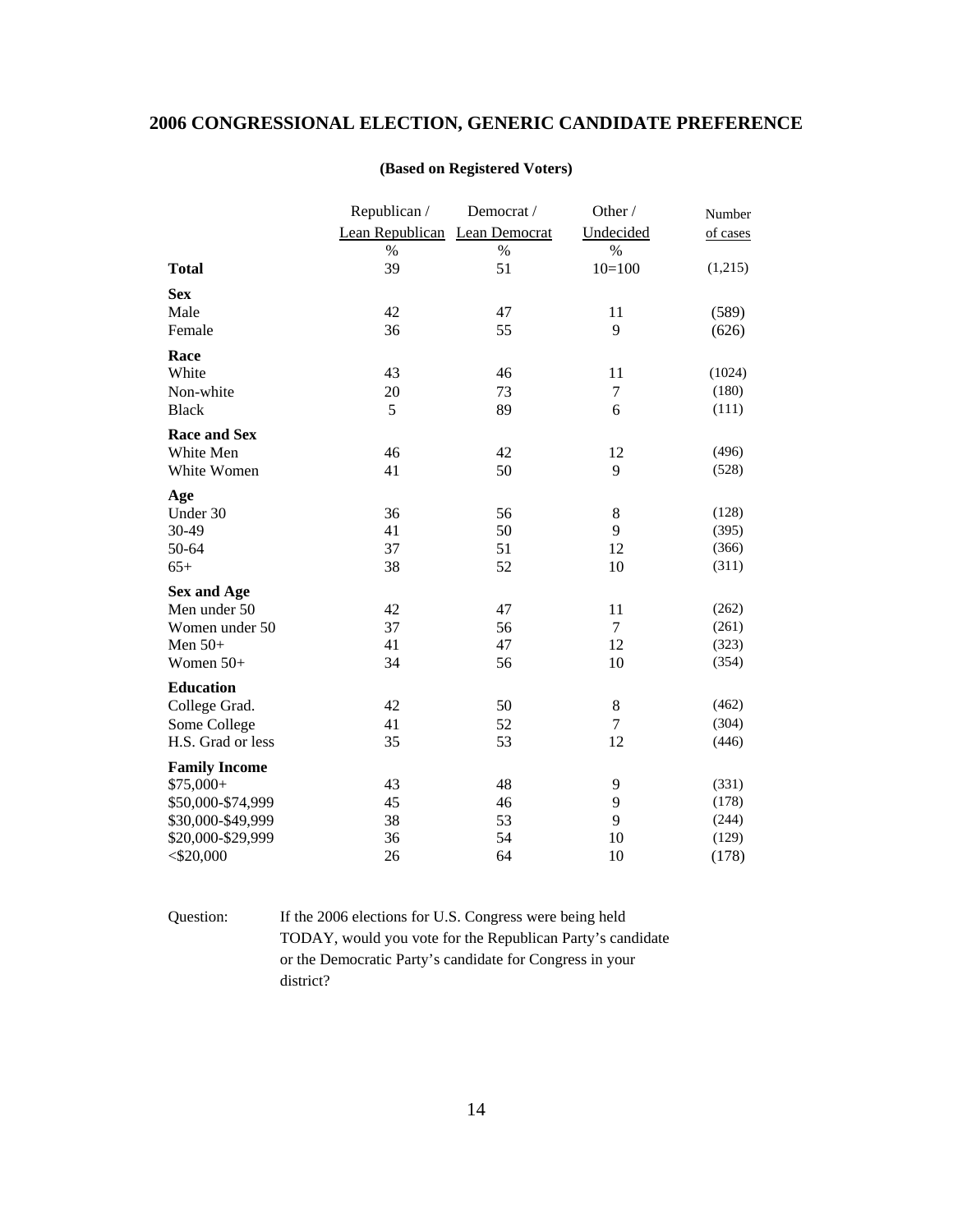## 2006 CONGRESSIONAL ELECTION, GENERIC CANDIDATE PREFERENCE

**(Based on Registered Voters)**

| | Republican / Lean Republican | Democrat / Lean Democrat | Other / Undecided | Number of cases |
|---|---|---|---|---|
| | % | % | % | |
| **Total** | 39 | 51 | 10=100 | (1,215) |
| **Sex** | | | | |
| Male | 42 | 47 | 11 | (589) |
| Female | 36 | 55 | 9 | (626) |
| **Race** | | | | |
| White | 43 | 46 | 11 | (1024) |
| Non-white | 20 | 73 | 7 | (180) |
| Black | 5 | 89 | 6 | (111) |
| **Race and Sex** | | | | |
| White Men | 46 | 42 | 12 | (496) |
| White Women | 41 | 50 | 9 | (528) |
| **Age** | | | | |
| Under 30 | 36 | 56 | 8 | (128) |
| 30-49 | 41 | 50 | 9 | (395) |
| 50-64 | 37 | 51 | 12 | (366) |
| 65+ | 38 | 52 | 10 | (311) |
| **Sex and Age** | | | | |
| Men under 50 | 42 | 47 | 11 | (262) |
| Women under 50 | 37 | 56 | 7 | (261) |
| Men 50+ | 41 | 47 | 12 | (323) |
| Women 50+ | 34 | 56 | 10 | (354) |
| **Education** | | | | |
| College Grad. | 42 | 50 | 8 | (462) |
| Some College | 41 | 52 | 7 | (304) |
| H.S. Grad or less | 35 | 53 | 12 | (446) |
| **Family Income** | | | | |
| $75,000+ | 43 | 48 | 9 | (331) |
| $50,000-$74,999 | 45 | 46 | 9 | (178) |
| $30,000-$49,999 | 38 | 53 | 9 | (244) |
| $20,000-$29,999 | 36 | 54 | 10 | (129) |
| <$20,000 | 26 | 64 | 10 | (178) |

Question: If the 2006 elections for U.S. Congress were being held TODAY, would you vote for the Republican Party's candidate or the Democratic Party's candidate for Congress in your district?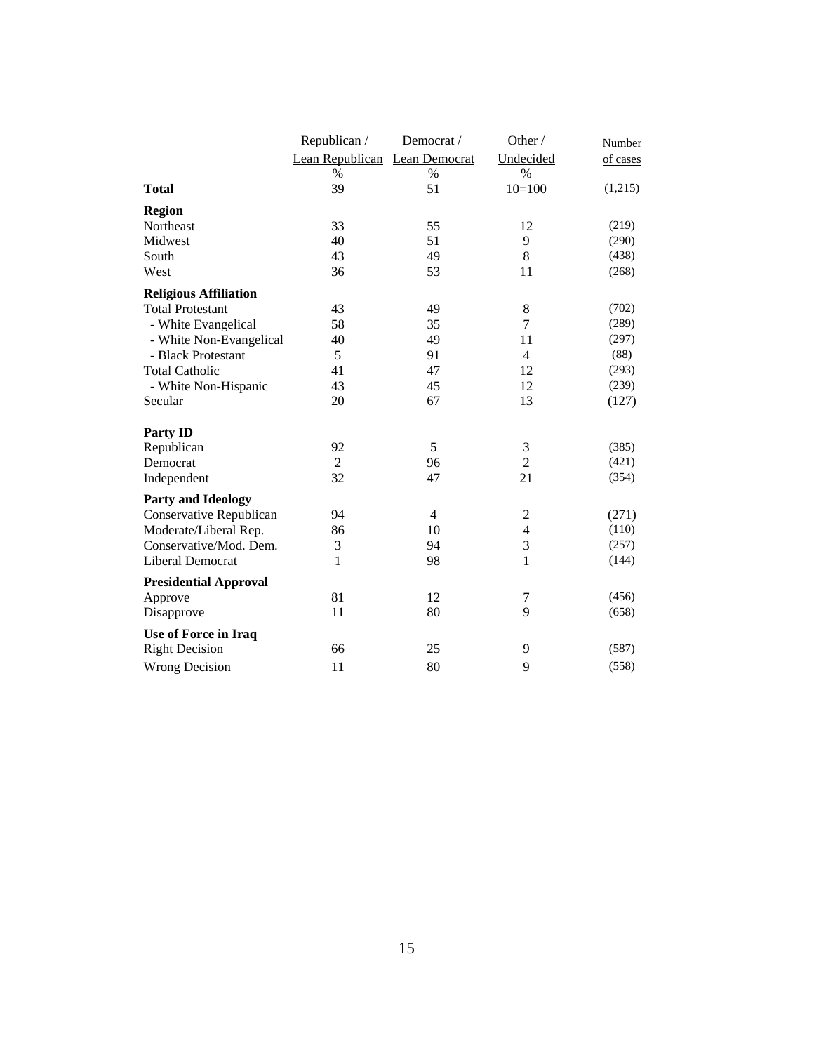| | Republican / Lean Republican | Democrat / Lean Democrat | Other / Undecided | Number of cases |
|---|---|---|---|---|
| | % | % | % | |
| **Total** | 39 | 51 | 10=100 | (1,215) |
| **Region** | | | | |
| Northeast | 33 | 55 | 12 | (219) |
| Midwest | 40 | 51 | 9 | (290) |
| South | 43 | 49 | 8 | (438) |
| West | 36 | 53 | 11 | (268) |
| **Religious Affiliation** | | | | |
| Total Protestant | 43 | 49 | 8 | (702) |
| - White Evangelical | 58 | 35 | 7 | (289) |
| - White Non-Evangelical | 40 | 49 | 11 | (297) |
| - Black Protestant | 5 | 91 | 4 | (88) |
| Total Catholic | 41 | 47 | 12 | (293) |
| - White Non-Hispanic | 43 | 45 | 12 | (239) |
| Secular | 20 | 67 | 13 | (127) |
| **Party ID** | | | | |
| Republican | 92 | 5 | 3 | (385) |
| Democrat | 2 | 96 | 2 | (421) |
| Independent | 32 | 47 | 21 | (354) |
| **Party and Ideology** | | | | |
| Conservative Republican | 94 | 4 | 2 | (271) |
| Moderate/Liberal Rep. | 86 | 10 | 4 | (110) |
| Conservative/Mod. Dem. | 3 | 94 | 3 | (257) |
| Liberal Democrat | 1 | 98 | 1 | (144) |
| **Presidential Approval** | | | | |
| Approve | 81 | 12 | 7 | (456) |
| Disapprove | 11 | 80 | 9 | (658) |
| **Use of Force in Iraq** | | | | |
| Right Decision | 66 | 25 | 9 | (587) |
| Wrong Decision | 11 | 80 | 9 | (558) |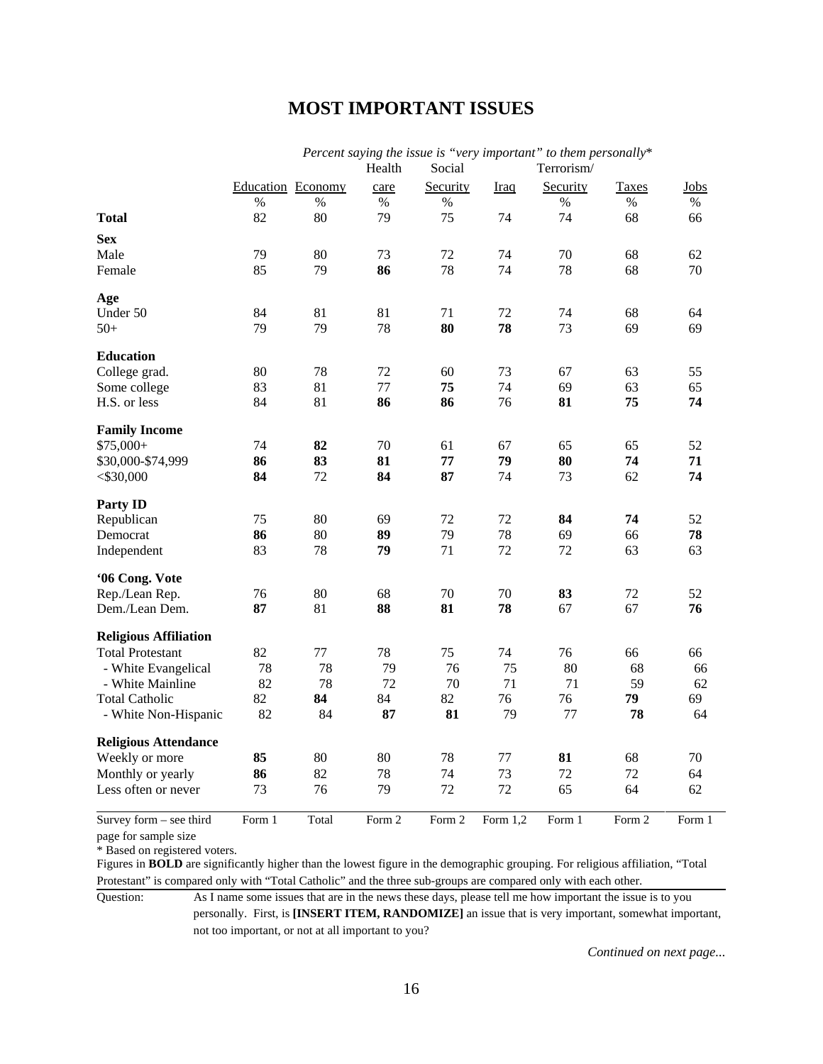## MOST IMPORTANT ISSUES

*Percent saying the issue is "very important" to them personally**

| | Education | Economy | Health care | Social Security | Iraq | Terrorism/ Security | Taxes | Jobs |
|---|---|---|---|---|---|---|---|---|
| | % | % | % | % | | % | % | % |
| **Total** | 82 | 80 | 79 | 75 | 74 | 74 | 68 | 66 |
| **Sex** | | | | | | | | |
| Male | 79 | 80 | 73 | 72 | 74 | 70 | 68 | 62 |
| Female | 85 | 79 | **86** | 78 | 74 | 78 | 68 | 70 |
| **Age** | | | | | | | | |
| Under 50 | 84 | 81 | 81 | 71 | 72 | 74 | 68 | 64 |
| 50+ | 79 | 79 | 78 | **80** | **78** | 73 | 69 | 69 |
| **Education** | | | | | | | | |
| College grad. | 80 | 78 | 72 | 60 | 73 | 67 | 63 | 55 |
| Some college | 83 | 81 | 77 | **75** | 74 | 69 | 63 | 65 |
| H.S. or less | 84 | 81 | **86** | **86** | 76 | **81** | **75** | **74** |
| **Family Income** | | | | | | | | |
| $75,000+ | 74 | **82** | 70 | 61 | 67 | 65 | 65 | 52 |
| $30,000-$74,999 | **86** | **83** | **81** | **77** | **79** | **80** | **74** | **71** |
| <$30,000 | **84** | 72 | **84** | **87** | 74 | 73 | 62 | **74** |
| **Party ID** | | | | | | | | |
| Republican | 75 | 80 | 69 | 72 | 72 | **84** | **74** | 52 |
| Democrat | **86** | 80 | **89** | 79 | 78 | 69 | 66 | **78** |
| Independent | 83 | 78 | **79** | 71 | 72 | 72 | 63 | 63 |
| **'06 Cong. Vote** | | | | | | | | |
| Rep./Lean Rep. | 76 | 80 | 68 | 70 | 70 | **83** | 72 | 52 |
| Dem./Lean Dem. | **87** | 81 | **88** | **81** | **78** | 67 | 67 | **76** |
| **Religious Affiliation** | | | | | | | | |
| Total Protestant | 82 | 77 | 78 | 75 | 74 | 76 | 66 | 66 |
| - White Evangelical | 78 | 78 | 79 | 76 | 75 | 80 | 68 | 66 |
| - White Mainline | 82 | 78 | 72 | 70 | 71 | 71 | 59 | 62 |
| Total Catholic | 82 | **84** | 84 | 82 | 76 | 76 | **79** | 69 |
| - White Non-Hispanic | 82 | 84 | **87** | **81** | 79 | 77 | **78** | 64 |
| **Religious Attendance** | | | | | | | | |
| Weekly or more | **85** | 80 | 80 | 78 | 77 | **81** | 68 | 70 |
| Monthly or yearly | **86** | 82 | 78 | 74 | 73 | 72 | 72 | 64 |
| Less often or never | 73 | 76 | 79 | 72 | 72 | 65 | 64 | 62 |
| Survey form – see third page for sample size | Form 1 | Total | Form 2 | Form 2 | Form 1,2 | Form 1 | Form 2 | Form 1 |

\* Based on registered voters.

Figures in **BOLD** are significantly higher than the lowest figure in the demographic grouping. For religious affiliation, "Total Protestant" is compared only with "Total Catholic" and the three sub-groups are compared only with each other.

Question: As I name some issues that are in the news these days, please tell me how important the issue is to you personally. First, is **[INSERT ITEM, RANDOMIZE]** an issue that is very important, somewhat important, not too important, or not at all important to you?

*Continued on next page...*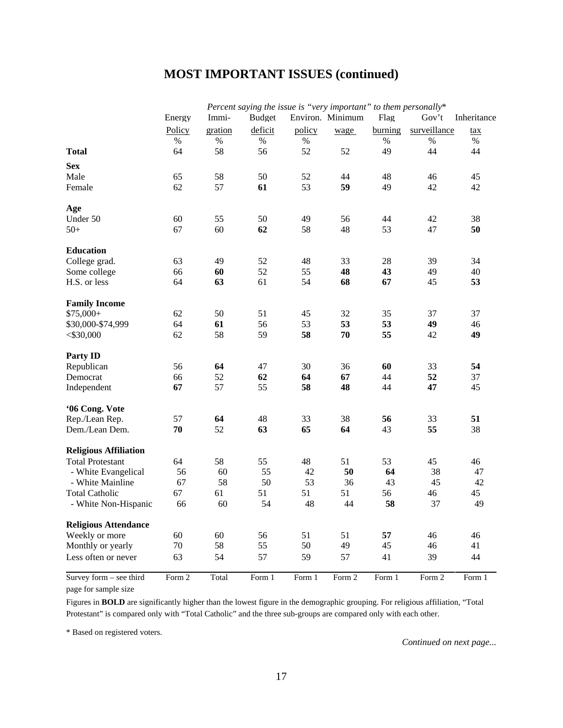# MOST IMPORTANT ISSUES (continued)

| | *Percent saying the issue is "very important" to them personally\** | | | | | | | |
|---|---|---|---|---|---|---|---|---|
| | Energy Policy | Immi-gration | Budget deficit | Environ. policy | Minimum wage | Flag burning | Gov't surveillance | Inheritance tax |
| | % | % | % | % | | % | % | % |
| **Total** | 64 | 58 | 56 | 52 | 52 | 49 | 44 | 44 |
| **Sex** | | | | | | | | |
| Male | 65 | 58 | 50 | 52 | 44 | 48 | 46 | 45 |
| Female | 62 | 57 | **61** | 53 | **59** | 49 | 42 | 42 |
| **Age** | | | | | | | | |
| Under 50 | 60 | 55 | 50 | 49 | 56 | 44 | 42 | 38 |
| 50+ | 67 | 60 | **62** | 58 | 48 | 53 | 47 | **50** |
| **Education** | | | | | | | | |
| College grad. | 63 | 49 | 52 | 48 | 33 | 28 | 39 | 34 |
| Some college | 66 | **60** | 52 | 55 | **48** | **43** | 49 | 40 |
| H.S. or less | 64 | **63** | 61 | 54 | **68** | **67** | 45 | **53** |
| **Family Income** | | | | | | | | |
| $75,000+ | 62 | 50 | 51 | 45 | 32 | 35 | 37 | 37 |
| $30,000-$74,999 | 64 | **61** | 56 | 53 | **53** | **53** | **49** | 46 |
| <$30,000 | 62 | 58 | 59 | **58** | **70** | **55** | 42 | **49** |
| **Party ID** | | | | | | | | |
| Republican | 56 | **64** | 47 | 30 | 36 | **60** | 33 | **54** |
| Democrat | 66 | 52 | **62** | **64** | **67** | 44 | **52** | 37 |
| Independent | **67** | 57 | 55 | **58** | **48** | 44 | **47** | 45 |
| **'06 Cong. Vote** | | | | | | | | |
| Rep./Lean Rep. | 57 | **64** | 48 | 33 | 38 | **56** | 33 | **51** |
| Dem./Lean Dem. | **70** | 52 | **63** | **65** | **64** | 43 | **55** | 38 |
| **Religious Affiliation** | | | | | | | | |
| Total Protestant | 64 | 58 | 55 | 48 | 51 | 53 | 45 | 46 |
| - White Evangelical | 56 | 60 | 55 | 42 | **50** | **64** | 38 | 47 |
| - White Mainline | 67 | 58 | 50 | 53 | 36 | 43 | 45 | 42 |
| Total Catholic | 67 | 61 | 51 | 51 | 51 | 56 | 46 | 45 |
| - White Non-Hispanic | 66 | 60 | 54 | 48 | 44 | **58** | 37 | 49 |
| **Religious Attendance** | | | | | | | | |
| Weekly or more | 60 | 60 | 56 | 51 | 51 | **57** | 46 | 46 |
| Monthly or yearly | 70 | 58 | 55 | 50 | 49 | 45 | 46 | 41 |
| Less often or never | 63 | 54 | 57 | 59 | 57 | 41 | 39 | 44 |
| Survey form – see third page for sample size | Form 2 | Total | Form 1 | Form 1 | Form 2 | Form 1 | Form 2 | Form 1 |

Figures in **BOLD** are significantly higher than the lowest figure in the demographic grouping. For religious affiliation, "Total Protestant" is compared only with "Total Catholic" and the three sub-groups are compared only with each other.

\* Based on registered voters.

*Continued on next page...*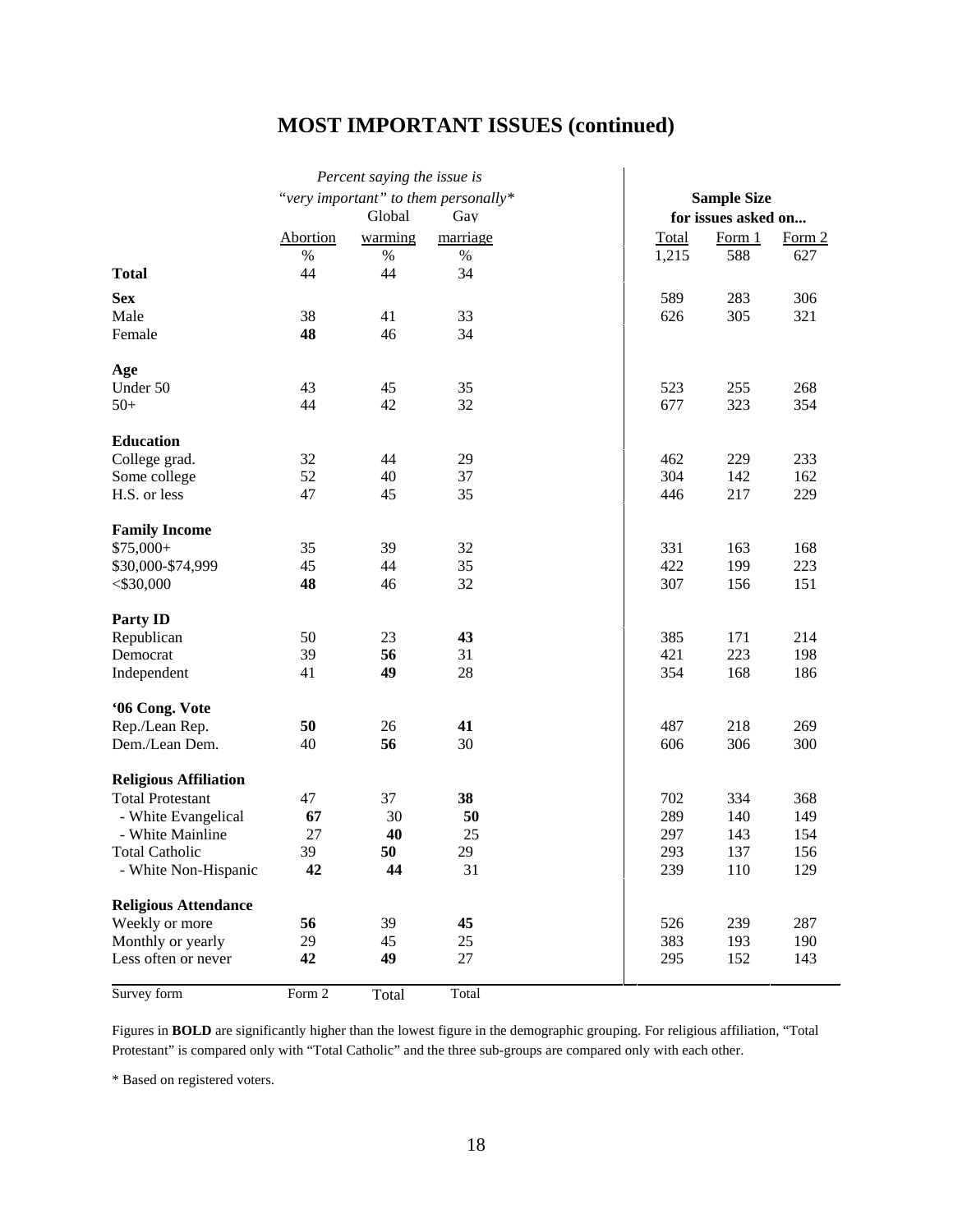# MOST IMPORTANT ISSUES (continued)

| | *Percent saying the issue is "very important" to them personally** | | | Sample Size for issues asked on... | | |
|---|---|---|---|---|---|---|
| | Abortion | Global warming | Gay marriage | Total | Form 1 | Form 2 |
| | % | % | % | | | |
| **Total** | 44 | 44 | 34 | 1,215 | 588 | 627 |
| **Sex** | | | | | | |
| Male | 38 | 41 | 33 | 589 | 283 | 306 |
| Female | **48** | 46 | 34 | 626 | 305 | 321 |
| **Age** | | | | | | |
| Under 50 | 43 | 45 | 35 | 523 | 255 | 268 |
| 50+ | 44 | 42 | 32 | 677 | 323 | 354 |
| **Education** | | | | | | |
| College grad. | 32 | 44 | 29 | 462 | 229 | 233 |
| Some college | 52 | 40 | 37 | 304 | 142 | 162 |
| H.S. or less | 47 | 45 | 35 | 446 | 217 | 229 |
| **Family Income** | | | | | | |
| $75,000+ | 35 | 39 | 32 | 331 | 163 | 168 |
| $30,000-$74,999 | 45 | 44 | 35 | 422 | 199 | 223 |
| <$30,000 | **48** | 46 | 32 | 307 | 156 | 151 |
| **Party ID** | | | | | | |
| Republican | 50 | 23 | **43** | 385 | 171 | 214 |
| Democrat | 39 | **56** | 31 | 421 | 223 | 198 |
| Independent | 41 | **49** | 28 | 354 | 168 | 186 |
| **'06 Cong. Vote** | | | | | | |
| Rep./Lean Rep. | **50** | 26 | **41** | 487 | 218 | 269 |
| Dem./Lean Dem. | 40 | **56** | 30 | 606 | 306 | 300 |
| **Religious Affiliation** | | | | | | |
| Total Protestant | 47 | 37 | **38** | 702 | 334 | 368 |
| - White Evangelical | **67** | 30 | **50** | 289 | 140 | 149 |
| - White Mainline | 27 | **40** | 25 | 297 | 143 | 154 |
| Total Catholic | 39 | **50** | 29 | 293 | 137 | 156 |
| - White Non-Hispanic | **42** | **44** | 31 | 239 | 110 | 129 |
| **Religious Attendance** | | | | | | |
| Weekly or more | **56** | 39 | **45** | 526 | 239 | 287 |
| Monthly or yearly | 29 | 45 | 25 | 383 | 193 | 190 |
| Less often or never | **42** | **49** | 27 | 295 | 152 | 143 |
| Survey form | Form 2 | Total | Total | | | |

Figures in **BOLD** are significantly higher than the lowest figure in the demographic grouping. For religious affiliation, "Total Protestant" is compared only with "Total Catholic" and the three sub-groups are compared only with each other.

\* Based on registered voters.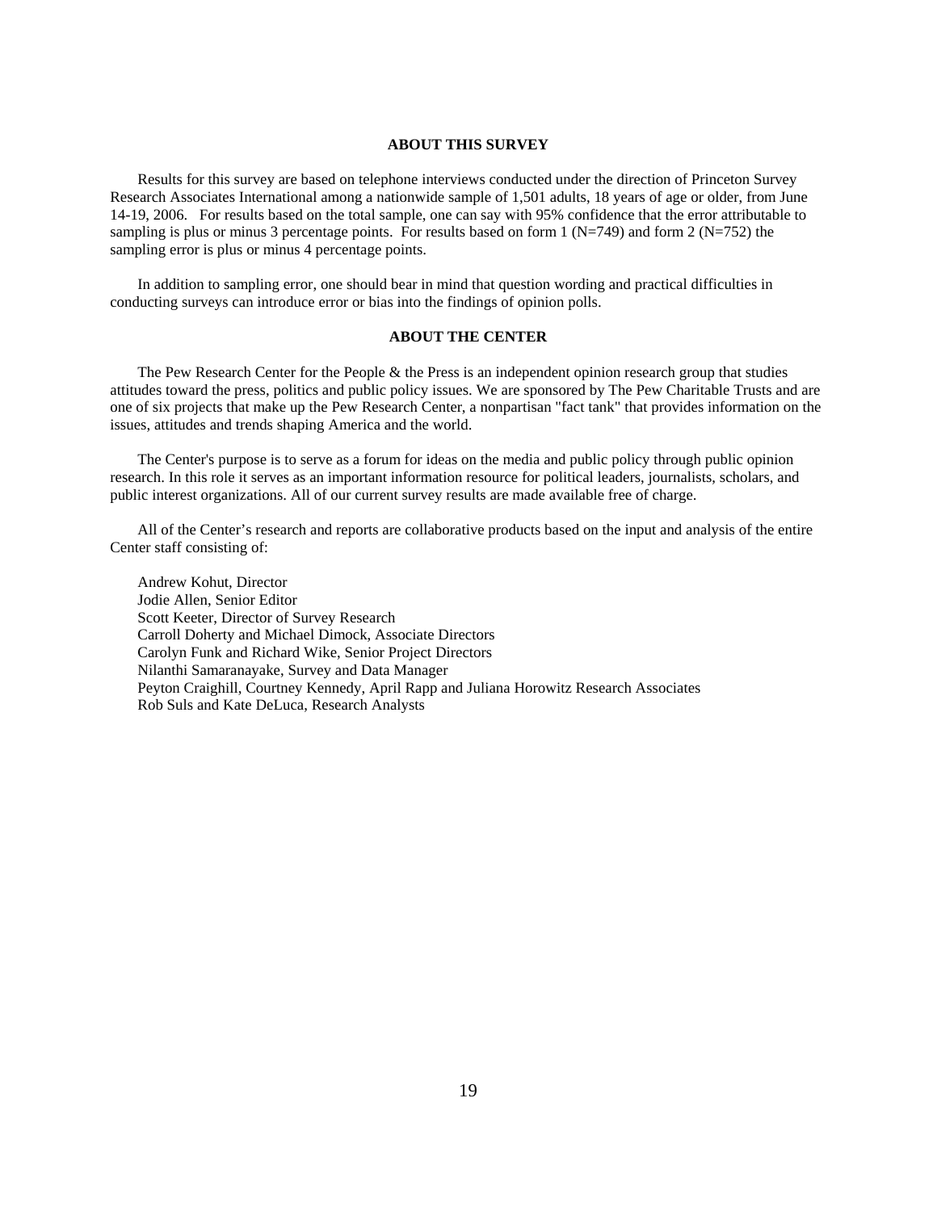## ABOUT THIS SURVEY

Results for this survey are based on telephone interviews conducted under the direction of Princeton Survey Research Associates International among a nationwide sample of 1,501 adults, 18 years of age or older, from June 14-19, 2006. For results based on the total sample, one can say with 95% confidence that the error attributable to sampling is plus or minus 3 percentage points. For results based on form 1 (N=749) and form 2 (N=752) the sampling error is plus or minus 4 percentage points.

In addition to sampling error, one should bear in mind that question wording and practical difficulties in conducting surveys can introduce error or bias into the findings of opinion polls.

## ABOUT THE CENTER

The Pew Research Center for the People & the Press is an independent opinion research group that studies attitudes toward the press, politics and public policy issues. We are sponsored by The Pew Charitable Trusts and are one of six projects that make up the Pew Research Center, a nonpartisan "fact tank" that provides information on the issues, attitudes and trends shaping America and the world.

The Center's purpose is to serve as a forum for ideas on the media and public policy through public opinion research. In this role it serves as an important information resource for political leaders, journalists, scholars, and public interest organizations. All of our current survey results are made available free of charge.

All of the Center's research and reports are collaborative products based on the input and analysis of the entire Center staff consisting of:

Andrew Kohut, Director
Jodie Allen, Senior Editor
Scott Keeter, Director of Survey Research
Carroll Doherty and Michael Dimock, Associate Directors
Carolyn Funk and Richard Wike, Senior Project Directors
Nilanthi Samaranayake, Survey and Data Manager
Peyton Craighill, Courtney Kennedy, April Rapp and Juliana Horowitz Research Associates
Rob Suls and Kate DeLuca, Research Analysts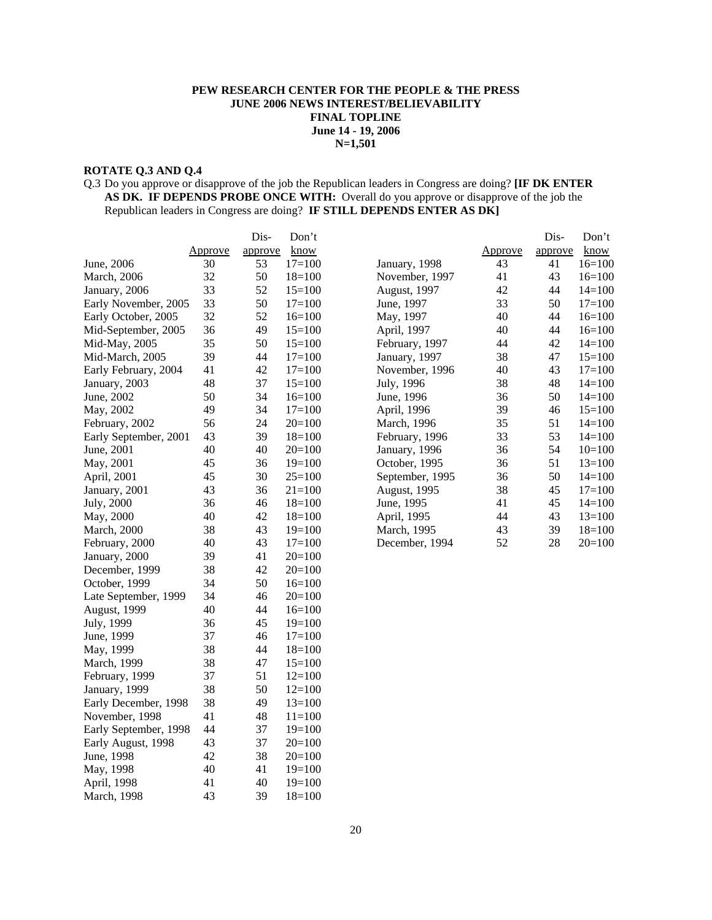**PEW RESEARCH CENTER FOR THE PEOPLE & THE PRESS**
**JUNE 2006 NEWS INTEREST/BELIEVABILITY**
**FINAL TOPLINE**
**June 14 - 19, 2006**
**N=1,501**

**ROTATE Q.3 AND Q.4**

Q.3 Do you approve or disapprove of the job the Republican leaders in Congress are doing? **[IF DK ENTER AS DK. IF DEPENDS PROBE ONCE WITH:** Overall do you approve or disapprove of the job the Republican leaders in Congress are doing? **IF STILL DEPENDS ENTER AS DK]**

| | Approve | Dis-approve | Don't know |
|---|---|---|---|
| June, 2006 | 30 | 53 | 17=100 |
| March, 2006 | 32 | 50 | 18=100 |
| January, 2006 | 33 | 52 | 15=100 |
| Early November, 2005 | 33 | 50 | 17=100 |
| Early October, 2005 | 32 | 52 | 16=100 |
| Mid-September, 2005 | 36 | 49 | 15=100 |
| Mid-May, 2005 | 35 | 50 | 15=100 |
| Mid-March, 2005 | 39 | 44 | 17=100 |
| Early February, 2004 | 41 | 42 | 17=100 |
| January, 2003 | 48 | 37 | 15=100 |
| June, 2002 | 50 | 34 | 16=100 |
| May, 2002 | 49 | 34 | 17=100 |
| February, 2002 | 56 | 24 | 20=100 |
| Early September, 2001 | 43 | 39 | 18=100 |
| June, 2001 | 40 | 40 | 20=100 |
| May, 2001 | 45 | 36 | 19=100 |
| April, 2001 | 45 | 30 | 25=100 |
| January, 2001 | 43 | 36 | 21=100 |
| July, 2000 | 36 | 46 | 18=100 |
| May, 2000 | 40 | 42 | 18=100 |
| March, 2000 | 38 | 43 | 19=100 |
| February, 2000 | 40 | 43 | 17=100 |
| January, 2000 | 39 | 41 | 20=100 |
| December, 1999 | 38 | 42 | 20=100 |
| October, 1999 | 34 | 50 | 16=100 |
| Late September, 1999 | 34 | 46 | 20=100 |
| August, 1999 | 40 | 44 | 16=100 |
| July, 1999 | 36 | 45 | 19=100 |
| June, 1999 | 37 | 46 | 17=100 |
| May, 1999 | 38 | 44 | 18=100 |
| March, 1999 | 38 | 47 | 15=100 |
| February, 1999 | 37 | 51 | 12=100 |
| January, 1999 | 38 | 50 | 12=100 |
| Early December, 1998 | 38 | 49 | 13=100 |
| November, 1998 | 41 | 48 | 11=100 |
| Early September, 1998 | 44 | 37 | 19=100 |
| Early August, 1998 | 43 | 37 | 20=100 |
| June, 1998 | 42 | 38 | 20=100 |
| May, 1998 | 40 | 41 | 19=100 |
| April, 1998 | 41 | 40 | 19=100 |
| March, 1998 | 43 | 39 | 18=100 |
| January, 1998 | 43 | 41 | 16=100 |
| November, 1997 | 41 | 43 | 16=100 |
| August, 1997 | 42 | 44 | 14=100 |
| June, 1997 | 33 | 50 | 17=100 |
| May, 1997 | 40 | 44 | 16=100 |
| April, 1997 | 40 | 44 | 16=100 |
| February, 1997 | 44 | 42 | 14=100 |
| January, 1997 | 38 | 47 | 15=100 |
| November, 1996 | 40 | 43 | 17=100 |
| July, 1996 | 38 | 48 | 14=100 |
| June, 1996 | 36 | 50 | 14=100 |
| April, 1996 | 39 | 46 | 15=100 |
| March, 1996 | 35 | 51 | 14=100 |
| February, 1996 | 33 | 53 | 14=100 |
| January, 1996 | 36 | 54 | 10=100 |
| October, 1995 | 36 | 51 | 13=100 |
| September, 1995 | 36 | 50 | 14=100 |
| August, 1995 | 38 | 45 | 17=100 |
| June, 1995 | 41 | 45 | 14=100 |
| April, 1995 | 44 | 43 | 13=100 |
| March, 1995 | 43 | 39 | 18=100 |
| December, 1994 | 52 | 28 | 20=100 |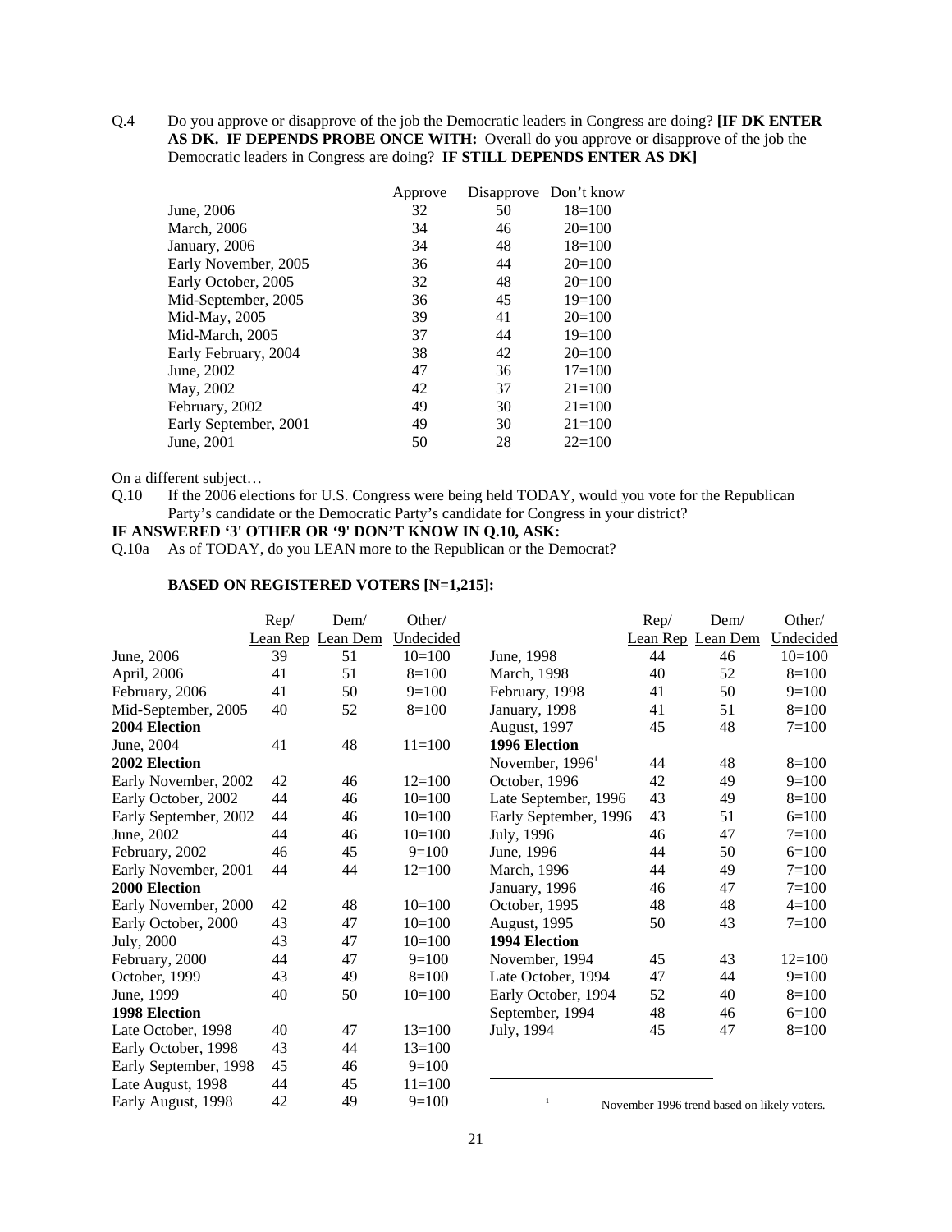Q.4 Do you approve or disapprove of the job the Democratic leaders in Congress are doing? **[IF DK ENTER AS DK. IF DEPENDS PROBE ONCE WITH:** Overall do you approve or disapprove of the job the Democratic leaders in Congress are doing? **IF STILL DEPENDS ENTER AS DK]**

| | Approve | Disapprove | Don't know |
|---|---|---|---|
| June, 2006 | 32 | 50 | 18=100 |
| March, 2006 | 34 | 46 | 20=100 |
| January, 2006 | 34 | 48 | 18=100 |
| Early November, 2005 | 36 | 44 | 20=100 |
| Early October, 2005 | 32 | 48 | 20=100 |
| Mid-September, 2005 | 36 | 45 | 19=100 |
| Mid-May, 2005 | 39 | 41 | 20=100 |
| Mid-March, 2005 | 37 | 44 | 19=100 |
| Early February, 2004 | 38 | 42 | 20=100 |
| June, 2002 | 47 | 36 | 17=100 |
| May, 2002 | 42 | 37 | 21=100 |
| February, 2002 | 49 | 30 | 21=100 |
| Early September, 2001 | 49 | 30 | 21=100 |
| June, 2001 | 50 | 28 | 22=100 |

On a different subject…

Q.10 If the 2006 elections for U.S. Congress were being held TODAY, would you vote for the Republican Party's candidate or the Democratic Party's candidate for Congress in your district?

**IF ANSWERED '3' OTHER OR '9' DON'T KNOW IN Q.10, ASK:**

Q.10a As of TODAY, do you LEAN more to the Republican or the Democrat?

**BASED ON REGISTERED VOTERS [N=1,215]:**

| | Rep/ Lean Rep | Dem/ Lean Dem | Other/ Undecided |
|---|---|---|---|
| June, 2006 | 39 | 51 | 10=100 |
| April, 2006 | 41 | 51 | 8=100 |
| February, 2006 | 41 | 50 | 9=100 |
| Mid-September, 2005 | 40 | 52 | 8=100 |
| **2004 Election** | | | |
| June, 2004 | 41 | 48 | 11=100 |
| **2002 Election** | | | |
| Early November, 2002 | 42 | 46 | 12=100 |
| Early October, 2002 | 44 | 46 | 10=100 |
| Early September, 2002 | 44 | 46 | 10=100 |
| June, 2002 | 44 | 46 | 10=100 |
| February, 2002 | 46 | 45 | 9=100 |
| Early November, 2001 | 44 | 44 | 12=100 |
| **2000 Election** | | | |
| Early November, 2000 | 42 | 48 | 10=100 |
| Early October, 2000 | 43 | 47 | 10=100 |
| July, 2000 | 43 | 47 | 10=100 |
| February, 2000 | 44 | 47 | 9=100 |
| October, 1999 | 43 | 49 | 8=100 |
| June, 1999 | 40 | 50 | 10=100 |
| **1998 Election** | | | |
| Late October, 1998 | 40 | 47 | 13=100 |
| Early October, 1998 | 43 | 44 | 13=100 |
| Early September, 1998 | 45 | 46 | 9=100 |
| Late August, 1998 | 44 | 45 | 11=100 |
| Early August, 1998 | 42 | 49 | 9=100 |
| June, 1998 | 44 | 46 | 10=100 |
| March, 1998 | 40 | 52 | 8=100 |
| February, 1998 | 41 | 50 | 9=100 |
| January, 1998 | 41 | 51 | 8=100 |
| August, 1997 | 45 | 48 | 7=100 |
| **1996 Election** | | | |
| November, 1996[1] | 44 | 48 | 8=100 |
| October, 1996 | 42 | 49 | 9=100 |
| Late September, 1996 | 43 | 49 | 8=100 |
| Early September, 1996 | 43 | 51 | 6=100 |
| July, 1996 | 46 | 47 | 7=100 |
| June, 1996 | 44 | 50 | 6=100 |
| March, 1996 | 44 | 49 | 7=100 |
| January, 1996 | 46 | 47 | 7=100 |
| October, 1995 | 48 | 48 | 4=100 |
| August, 1995 | 50 | 43 | 7=100 |
| **1994 Election** | | | |
| November, 1994 | 45 | 43 | 12=100 |
| Late October, 1994 | 47 | 44 | 9=100 |
| Early October, 1994 | 52 | 40 | 8=100 |
| September, 1994 | 48 | 46 | 6=100 |
| July, 1994 | 45 | 47 | 8=100 |

[1] November 1996 trend based on likely voters.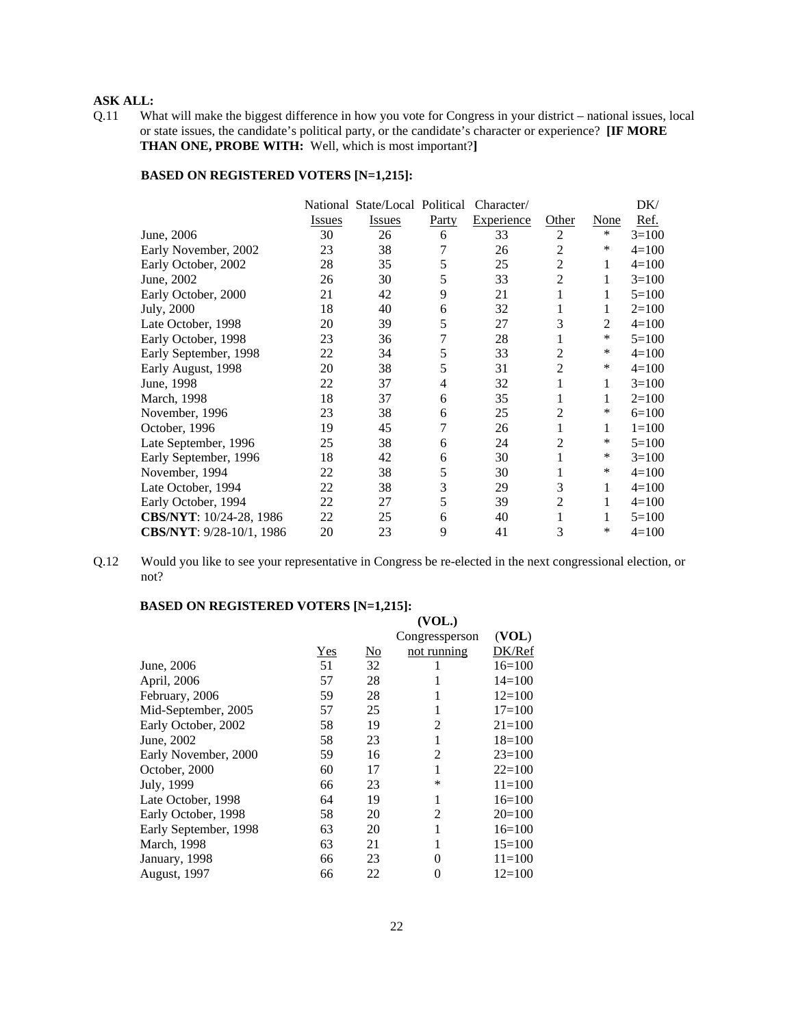**ASK ALL:**

Q.11 What will make the biggest difference in how you vote for Congress in your district – national issues, local or state issues, the candidate's political party, or the candidate's character or experience? **[IF MORE THAN ONE, PROBE WITH:** Well, which is most important?**]**

**BASED ON REGISTERED VOTERS [N=1,215]:**

| | National Issues | State/Local Issues | Political Party | Character/ Experience | Other | None | DK/ Ref. |
|---|---|---|---|---|---|---|---|
| June, 2006 | 30 | 26 | 6 | 33 | 2 | * | 3=100 |
| Early November, 2002 | 23 | 38 | 7 | 26 | 2 | * | 4=100 |
| Early October, 2002 | 28 | 35 | 5 | 25 | 2 | 1 | 4=100 |
| June, 2002 | 26 | 30 | 5 | 33 | 2 | 1 | 3=100 |
| Early October, 2000 | 21 | 42 | 9 | 21 | 1 | 1 | 5=100 |
| July, 2000 | 18 | 40 | 6 | 32 | 1 | 1 | 2=100 |
| Late October, 1998 | 20 | 39 | 5 | 27 | 3 | 2 | 4=100 |
| Early October, 1998 | 23 | 36 | 7 | 28 | 1 | * | 5=100 |
| Early September, 1998 | 22 | 34 | 5 | 33 | 2 | * | 4=100 |
| Early August, 1998 | 20 | 38 | 5 | 31 | 2 | * | 4=100 |
| June, 1998 | 22 | 37 | 4 | 32 | 1 | 1 | 3=100 |
| March, 1998 | 18 | 37 | 6 | 35 | 1 | 1 | 2=100 |
| November, 1996 | 23 | 38 | 6 | 25 | 2 | * | 6=100 |
| October, 1996 | 19 | 45 | 7 | 26 | 1 | 1 | 1=100 |
| Late September, 1996 | 25 | 38 | 6 | 24 | 2 | * | 5=100 |
| Early September, 1996 | 18 | 42 | 6 | 30 | 1 | * | 3=100 |
| November, 1994 | 22 | 38 | 5 | 30 | 1 | * | 4=100 |
| Late October, 1994 | 22 | 38 | 3 | 29 | 3 | 1 | 4=100 |
| Early October, 1994 | 22 | 27 | 5 | 39 | 2 | 1 | 4=100 |
| **CBS/NYT**: 10/24-28, 1986 | 22 | 25 | 6 | 40 | 1 | 1 | 5=100 |
| **CBS/NYT**: 9/28-10/1, 1986 | 20 | 23 | 9 | 41 | 3 | * | 4=100 |

Q.12 Would you like to see your representative in Congress be re-elected in the next congressional election, or not?

**BASED ON REGISTERED VOTERS [N=1,215]:**

| | Yes | No | **(VOL.)** Congressperson not running | (**VOL**) DK/Ref |
|---|---|---|---|---|
| June, 2006 | 51 | 32 | 1 | 16=100 |
| April, 2006 | 57 | 28 | 1 | 14=100 |
| February, 2006 | 59 | 28 | 1 | 12=100 |
| Mid-September, 2005 | 57 | 25 | 1 | 17=100 |
| Early October, 2002 | 58 | 19 | 2 | 21=100 |
| June, 2002 | 58 | 23 | 1 | 18=100 |
| Early November, 2000 | 59 | 16 | 2 | 23=100 |
| October, 2000 | 60 | 17 | 1 | 22=100 |
| July, 1999 | 66 | 23 | * | 11=100 |
| Late October, 1998 | 64 | 19 | 1 | 16=100 |
| Early October, 1998 | 58 | 20 | 2 | 20=100 |
| Early September, 1998 | 63 | 20 | 1 | 16=100 |
| March, 1998 | 63 | 21 | 1 | 15=100 |
| January, 1998 | 66 | 23 | 0 | 11=100 |
| August, 1997 | 66 | 22 | 0 | 12=100 |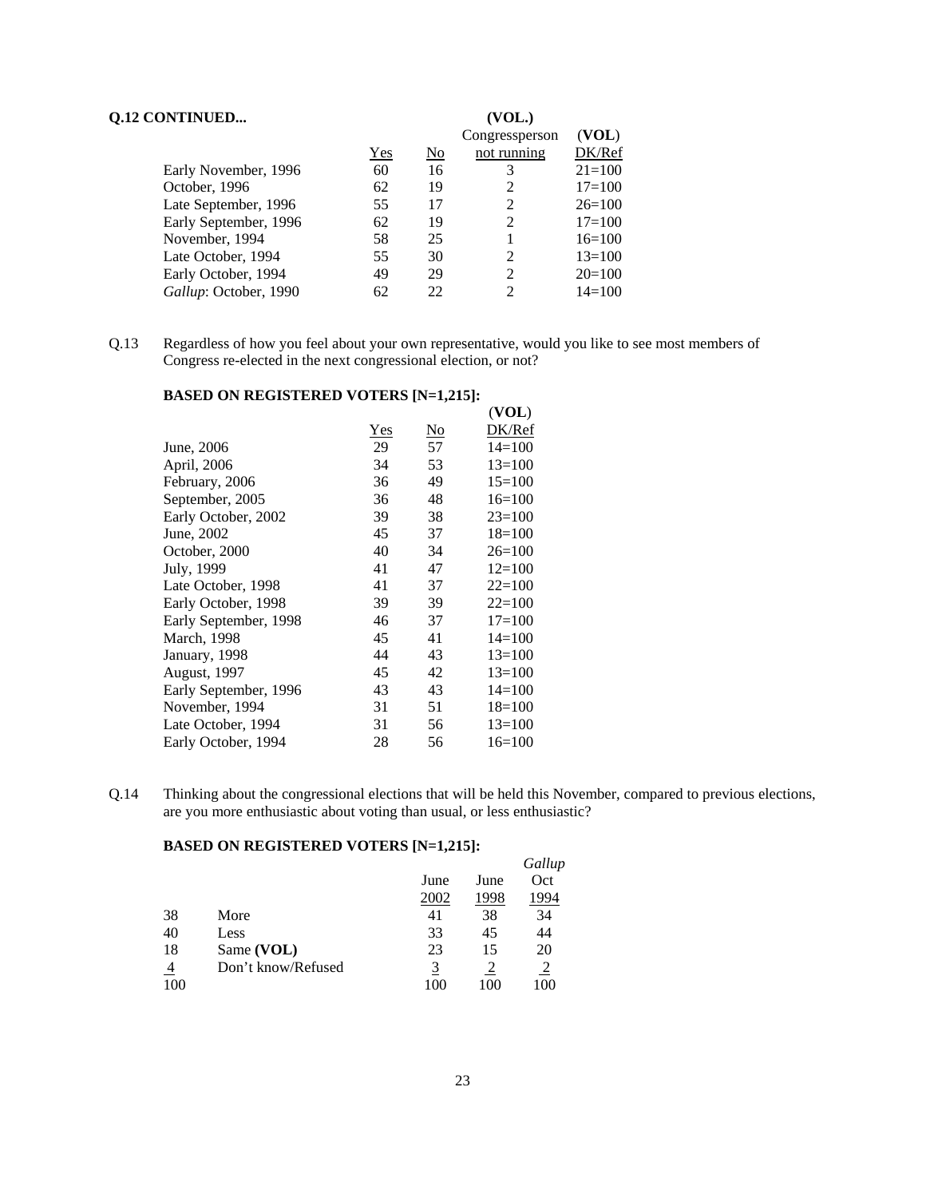**Q.12 CONTINUED...**

| | Yes | No | (VOL.) Congressperson not running | (VOL) DK/Ref |
|---|---|---|---|---|
| Early November, 1996 | 60 | 16 | 3 | 21=100 |
| October, 1996 | 62 | 19 | 2 | 17=100 |
| Late September, 1996 | 55 | 17 | 2 | 26=100 |
| Early September, 1996 | 62 | 19 | 2 | 17=100 |
| November, 1994 | 58 | 25 | 1 | 16=100 |
| Late October, 1994 | 55 | 30 | 2 | 13=100 |
| Early October, 1994 | 49 | 29 | 2 | 20=100 |
| *Gallup*: October, 1990 | 62 | 22 | 2 | 14=100 |

Q.13 Regardless of how you feel about your own representative, would you like to see most members of Congress re-elected in the next congressional election, or not?

**BASED ON REGISTERED VOTERS [N=1,215]:**

| | Yes | No | (VOL) DK/Ref |
|---|---|---|---|
| June, 2006 | 29 | 57 | 14=100 |
| April, 2006 | 34 | 53 | 13=100 |
| February, 2006 | 36 | 49 | 15=100 |
| September, 2005 | 36 | 48 | 16=100 |
| Early October, 2002 | 39 | 38 | 23=100 |
| June, 2002 | 45 | 37 | 18=100 |
| October, 2000 | 40 | 34 | 26=100 |
| July, 1999 | 41 | 47 | 12=100 |
| Late October, 1998 | 41 | 37 | 22=100 |
| Early October, 1998 | 39 | 39 | 22=100 |
| Early September, 1998 | 46 | 37 | 17=100 |
| March, 1998 | 45 | 41 | 14=100 |
| January, 1998 | 44 | 43 | 13=100 |
| August, 1997 | 45 | 42 | 13=100 |
| Early September, 1996 | 43 | 43 | 14=100 |
| November, 1994 | 31 | 51 | 18=100 |
| Late October, 1994 | 31 | 56 | 13=100 |
| Early October, 1994 | 28 | 56 | 16=100 |

Q.14 Thinking about the congressional elections that will be held this November, compared to previous elections, are you more enthusiastic about voting than usual, or less enthusiastic?

**BASED ON REGISTERED VOTERS [N=1,215]:**

| | | June 2002 | June 1998 | *Gallup* Oct 1994 |
|---|---|---|---|---|
| 38 | More | 41 | 38 | 34 |
| 40 | Less | 33 | 45 | 44 |
| 18 | Same **(VOL)** | 23 | 15 | 20 |
| 4 | Don't know/Refused | 3 | 2 | 2 |
| 100 | | 100 | 100 | 100 |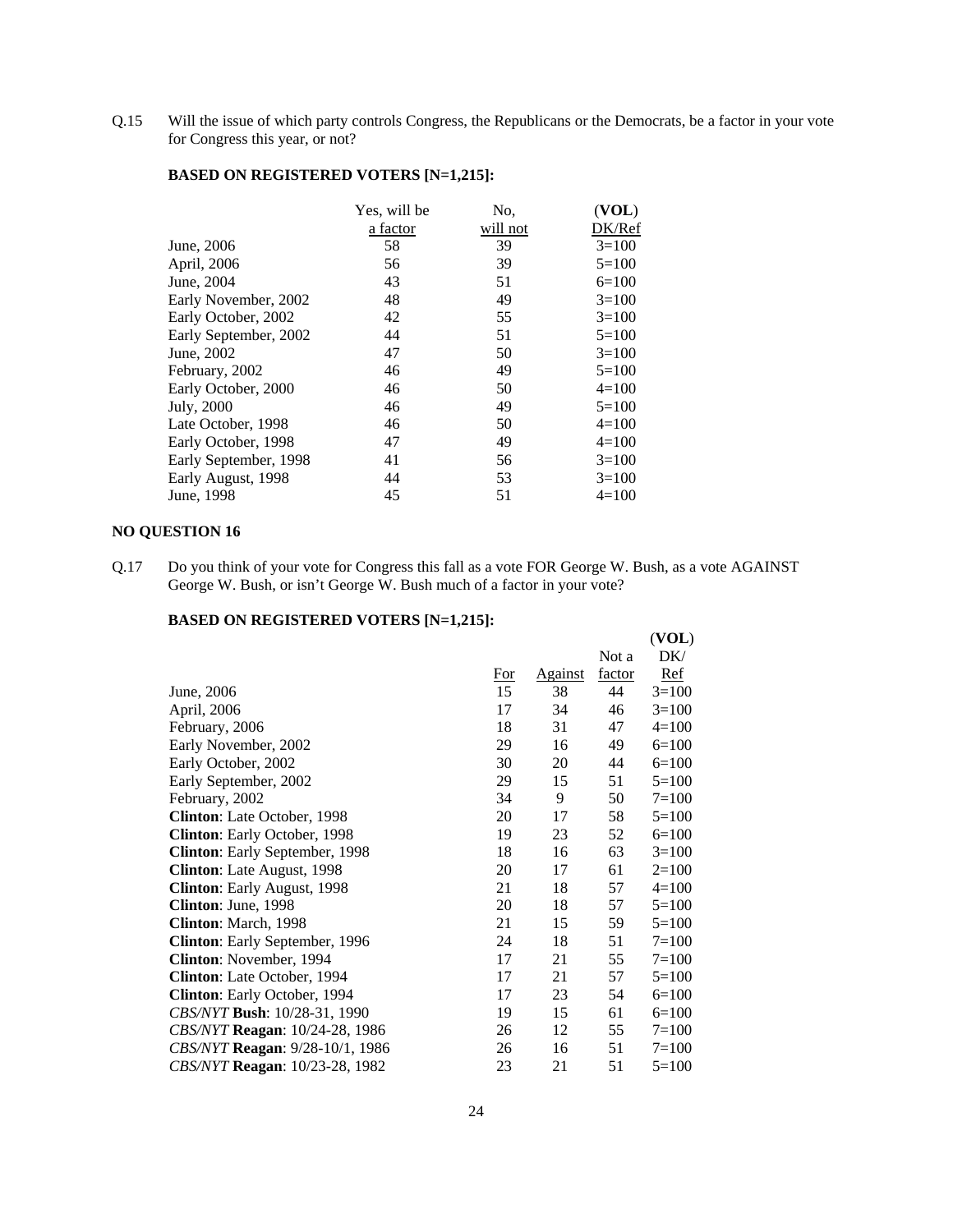Q.15 Will the issue of which party controls Congress, the Republicans or the Democrats, be a factor in your vote for Congress this year, or not?

**BASED ON REGISTERED VOTERS [N=1,215]:**

| | Yes, will be a factor | No, will not | (**VOL**) DK/Ref |
|---|---|---|---|
| June, 2006 | 58 | 39 | 3=100 |
| April, 2006 | 56 | 39 | 5=100 |
| June, 2004 | 43 | 51 | 6=100 |
| Early November, 2002 | 48 | 49 | 3=100 |
| Early October, 2002 | 42 | 55 | 3=100 |
| Early September, 2002 | 44 | 51 | 5=100 |
| June, 2002 | 47 | 50 | 3=100 |
| February, 2002 | 46 | 49 | 5=100 |
| Early October, 2000 | 46 | 50 | 4=100 |
| July, 2000 | 46 | 49 | 5=100 |
| Late October, 1998 | 46 | 50 | 4=100 |
| Early October, 1998 | 47 | 49 | 4=100 |
| Early September, 1998 | 41 | 56 | 3=100 |
| Early August, 1998 | 44 | 53 | 3=100 |
| June, 1998 | 45 | 51 | 4=100 |

**NO QUESTION 16**

Q.17 Do you think of your vote for Congress this fall as a vote FOR George W. Bush, as a vote AGAINST George W. Bush, or isn't George W. Bush much of a factor in your vote?

**BASED ON REGISTERED VOTERS [N=1,215]:**

| | For | Against | Not a factor | (**VOL**) DK/ Ref |
|---|---|---|---|---|
| June, 2006 | 15 | 38 | 44 | 3=100 |
| April, 2006 | 17 | 34 | 46 | 3=100 |
| February, 2006 | 18 | 31 | 47 | 4=100 |
| Early November, 2002 | 29 | 16 | 49 | 6=100 |
| Early October, 2002 | 30 | 20 | 44 | 6=100 |
| Early September, 2002 | 29 | 15 | 51 | 5=100 |
| February, 2002 | 34 | 9 | 50 | 7=100 |
| **Clinton**: Late October, 1998 | 20 | 17 | 58 | 5=100 |
| **Clinton**: Early October, 1998 | 19 | 23 | 52 | 6=100 |
| **Clinton**: Early September, 1998 | 18 | 16 | 63 | 3=100 |
| **Clinton**: Late August, 1998 | 20 | 17 | 61 | 2=100 |
| **Clinton**: Early August, 1998 | 21 | 18 | 57 | 4=100 |
| **Clinton**: June, 1998 | 20 | 18 | 57 | 5=100 |
| **Clinton**: March, 1998 | 21 | 15 | 59 | 5=100 |
| **Clinton**: Early September, 1996 | 24 | 18 | 51 | 7=100 |
| **Clinton**: November, 1994 | 17 | 21 | 55 | 7=100 |
| **Clinton**: Late October, 1994 | 17 | 21 | 57 | 5=100 |
| **Clinton**: Early October, 1994 | 17 | 23 | 54 | 6=100 |
| *CBS/NYT* **Bush**: 10/28-31, 1990 | 19 | 15 | 61 | 6=100 |
| *CBS/NYT* **Reagan**: 10/24-28, 1986 | 26 | 12 | 55 | 7=100 |
| *CBS/NYT* **Reagan**: 9/28-10/1, 1986 | 26 | 16 | 51 | 7=100 |
| *CBS/NYT* **Reagan**: 10/23-28, 1982 | 23 | 21 | 51 | 5=100 |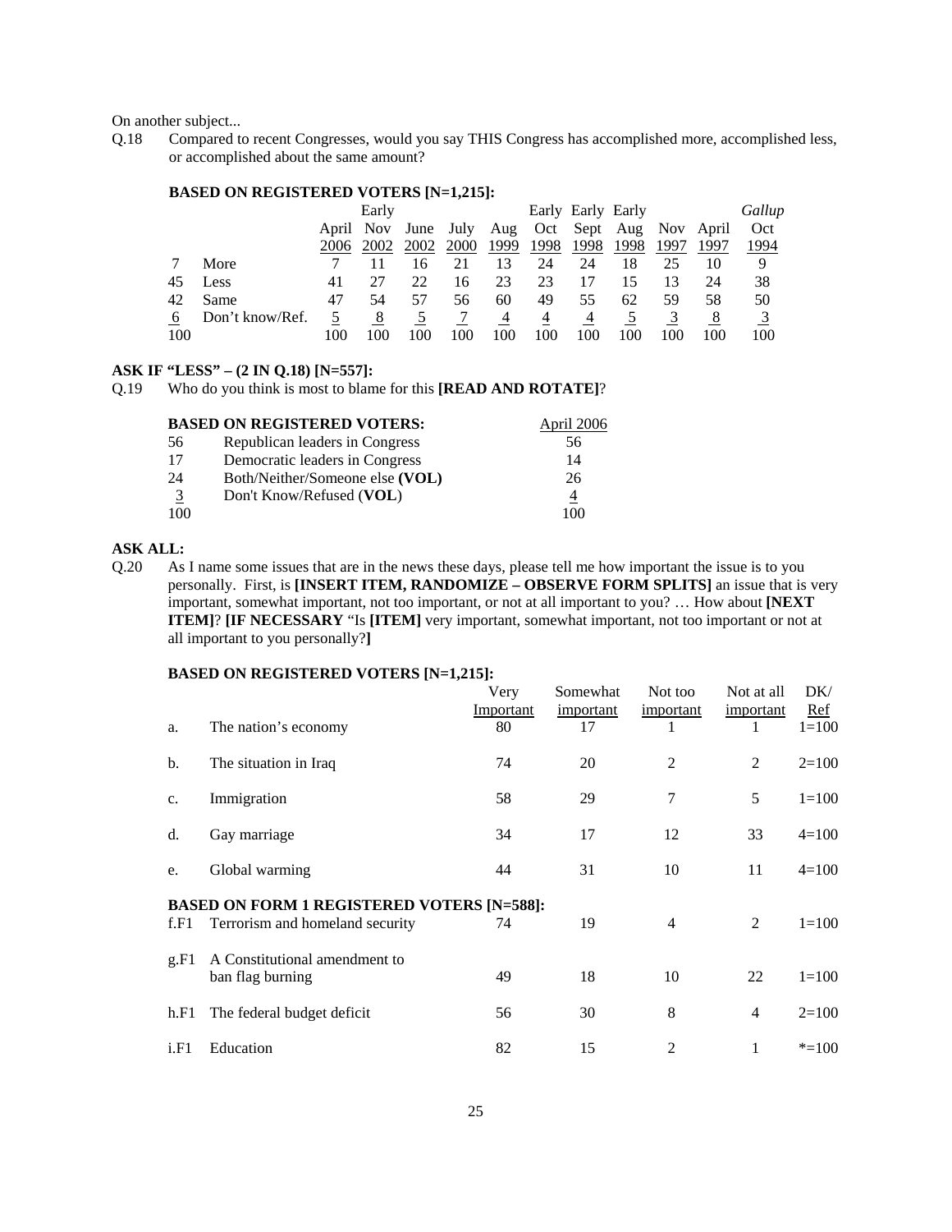On another subject...

Q.18 Compared to recent Congresses, would you say THIS Congress has accomplished more, accomplished less, or accomplished about the same amount?

**BASED ON REGISTERED VOTERS [N=1,215]:**

| | | April 2006 | Early Nov 2002 | June 2002 | July 2000 | Aug 1999 | Early Oct 1998 | Early Sept 1998 | Early Aug 1998 | Nov 1997 | April 1997 | *Gallup* Oct 1994 |
|---|---|---|---|---|---|---|---|---|---|---|---|---|
| 7 | More | 7 | 11 | 16 | 21 | 13 | 24 | 24 | 18 | 25 | 10 | 9 |
| 45 | Less | 41 | 27 | 22 | 16 | 23 | 23 | 17 | 15 | 13 | 24 | 38 |
| 42 | Same | 47 | 54 | 57 | 56 | 60 | 49 | 55 | 62 | 59 | 58 | 50 |
| 6 | Don't know/Ref. | 5 | 8 | 5 | 7 | 4 | 4 | 4 | 5 | 3 | 8 | 3 |
| 100 | | 100 | 100 | 100 | 100 | 100 | 100 | 100 | 100 | 100 | 100 | 100 |

**ASK IF "LESS" – (2 IN Q.18) [N=557]:**

Q.19 Who do you think is most to blame for this **[READ AND ROTATE]**?

| | **BASED ON REGISTERED VOTERS:** | April 2006 |
|---|---|---|
| 56 | Republican leaders in Congress | 56 |
| 17 | Democratic leaders in Congress | 14 |
| 24 | Both/Neither/Someone else **(VOL)** | 26 |
| 3 | Don't Know/Refused (**VOL**) | 4 |
| 100 | | 100 |

**ASK ALL:**

Q.20 As I name some issues that are in the news these days, please tell me how important the issue is to you personally. First, is **[INSERT ITEM, RANDOMIZE – OBSERVE FORM SPLITS]** an issue that is very important, somewhat important, not too important, or not at all important to you? … How about **[NEXT ITEM]**? **[IF NECESSARY** "Is **[ITEM]** very important, somewhat important, not too important or not at all important to you personally?**]**

**BASED ON REGISTERED VOTERS [N=1,215]:**

| | | Very Important | Somewhat important | Not too important | Not at all important | DK/ Ref |
|---|---|---|---|---|---|---|
| a. | The nation's economy | 80 | 17 | 1 | 1 | 1=100 |
| b. | The situation in Iraq | 74 | 20 | 2 | 2 | 2=100 |
| c. | Immigration | 58 | 29 | 7 | 5 | 1=100 |
| d. | Gay marriage | 34 | 17 | 12 | 33 | 4=100 |
| e. | Global warming | 44 | 31 | 10 | 11 | 4=100 |
| | **BASED ON FORM 1 REGISTERED VOTERS [N=588]:** | | | | | |
| f.F1 | Terrorism and homeland security | 74 | 19 | 4 | 2 | 1=100 |
| g.F1 | A Constitutional amendment to ban flag burning | 49 | 18 | 10 | 22 | 1=100 |
| h.F1 | The federal budget deficit | 56 | 30 | 8 | 4 | 2=100 |
| i.F1 | Education | 82 | 15 | 2 | 1 | *=100 |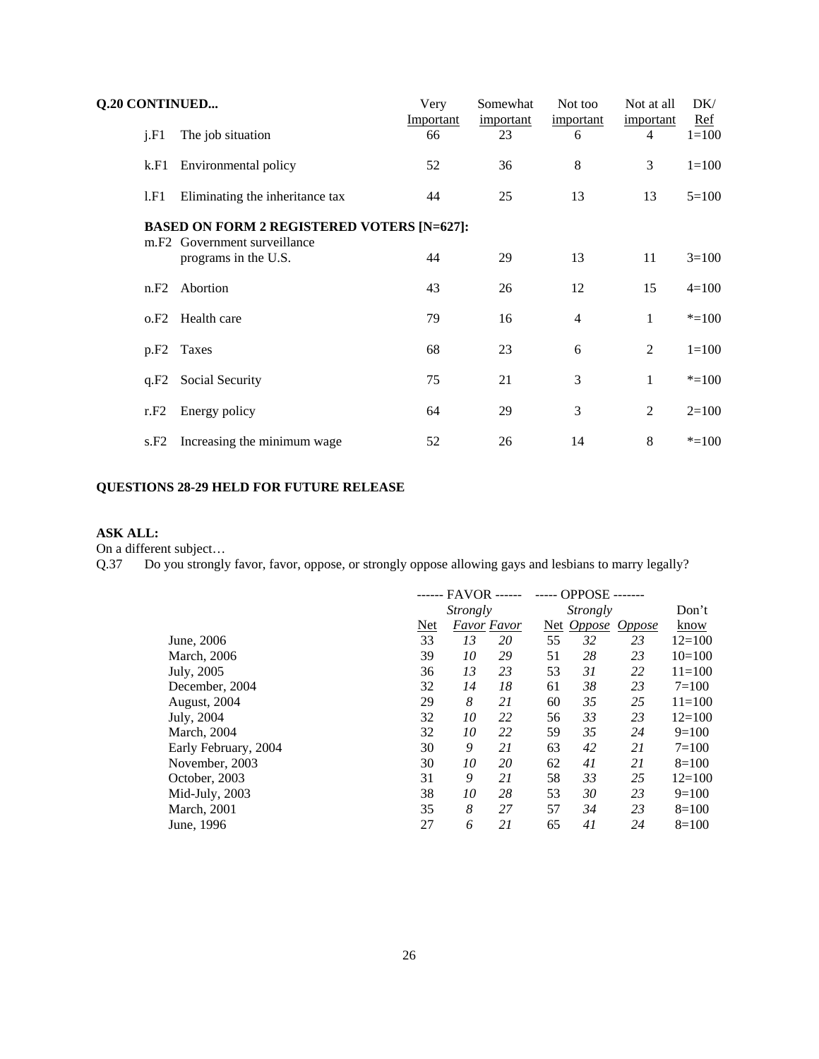**Q.20 CONTINUED...**

| | | Very Important | Somewhat important | Not too important | Not at all important | DK/ Ref |
|---|---|---|---|---|---|---|
| j.F1 | The job situation | 66 | 23 | 6 | 4 | 1=100 |
| k.F1 | Environmental policy | 52 | 36 | 8 | 3 | 1=100 |
| l.F1 | Eliminating the inheritance tax | 44 | 25 | 13 | 13 | 5=100 |
| | **BASED ON FORM 2 REGISTERED VOTERS [N=627]:** | | | | | |
| m.F2 | Government surveillance programs in the U.S. | 44 | 29 | 13 | 11 | 3=100 |
| n.F2 | Abortion | 43 | 26 | 12 | 15 | 4=100 |
| o.F2 | Health care | 79 | 16 | 4 | 1 | *=100 |
| p.F2 | Taxes | 68 | 23 | 6 | 2 | 1=100 |
| q.F2 | Social Security | 75 | 21 | 3 | 1 | *=100 |
| r.F2 | Energy policy | 64 | 29 | 3 | 2 | 2=100 |
| s.F2 | Increasing the minimum wage | 52 | 26 | 14 | 8 | *=100 |

**QUESTIONS 28-29 HELD FOR FUTURE RELEASE**

**ASK ALL:**

On a different subject…

Q.37 Do you strongly favor, favor, oppose, or strongly oppose allowing gays and lesbians to marry legally?

| | ------ FAVOR ------ | | | ----- OPPOSE ------- | | | |
|---|---|---|---|---|---|---|---|
| | Net | *Strongly Favor* | *Favor* | Net | *Strongly Oppose* | *Oppose* | Don't know |
| June, 2006 | 33 | *13* | *20* | 55 | *32* | *23* | 12=100 |
| March, 2006 | 39 | *10* | *29* | 51 | *28* | *23* | 10=100 |
| July, 2005 | 36 | *13* | *23* | 53 | *31* | *22* | 11=100 |
| December, 2004 | 32 | *14* | *18* | 61 | *38* | *23* | 7=100 |
| August, 2004 | 29 | *8* | *21* | 60 | *35* | *25* | 11=100 |
| July, 2004 | 32 | *10* | *22* | 56 | *33* | *23* | 12=100 |
| March, 2004 | 32 | *10* | *22* | 59 | *35* | *24* | 9=100 |
| Early February, 2004 | 30 | *9* | *21* | 63 | *42* | *21* | 7=100 |
| November, 2003 | 30 | *10* | *20* | 62 | *41* | *21* | 8=100 |
| October, 2003 | 31 | *9* | *21* | 58 | *33* | *25* | 12=100 |
| Mid-July, 2003 | 38 | *10* | *28* | 53 | *30* | *23* | 9=100 |
| March, 2001 | 35 | *8* | *27* | 57 | *34* | *23* | 8=100 |
| June, 1996 | 27 | *6* | *21* | 65 | *41* | *24* | 8=100 |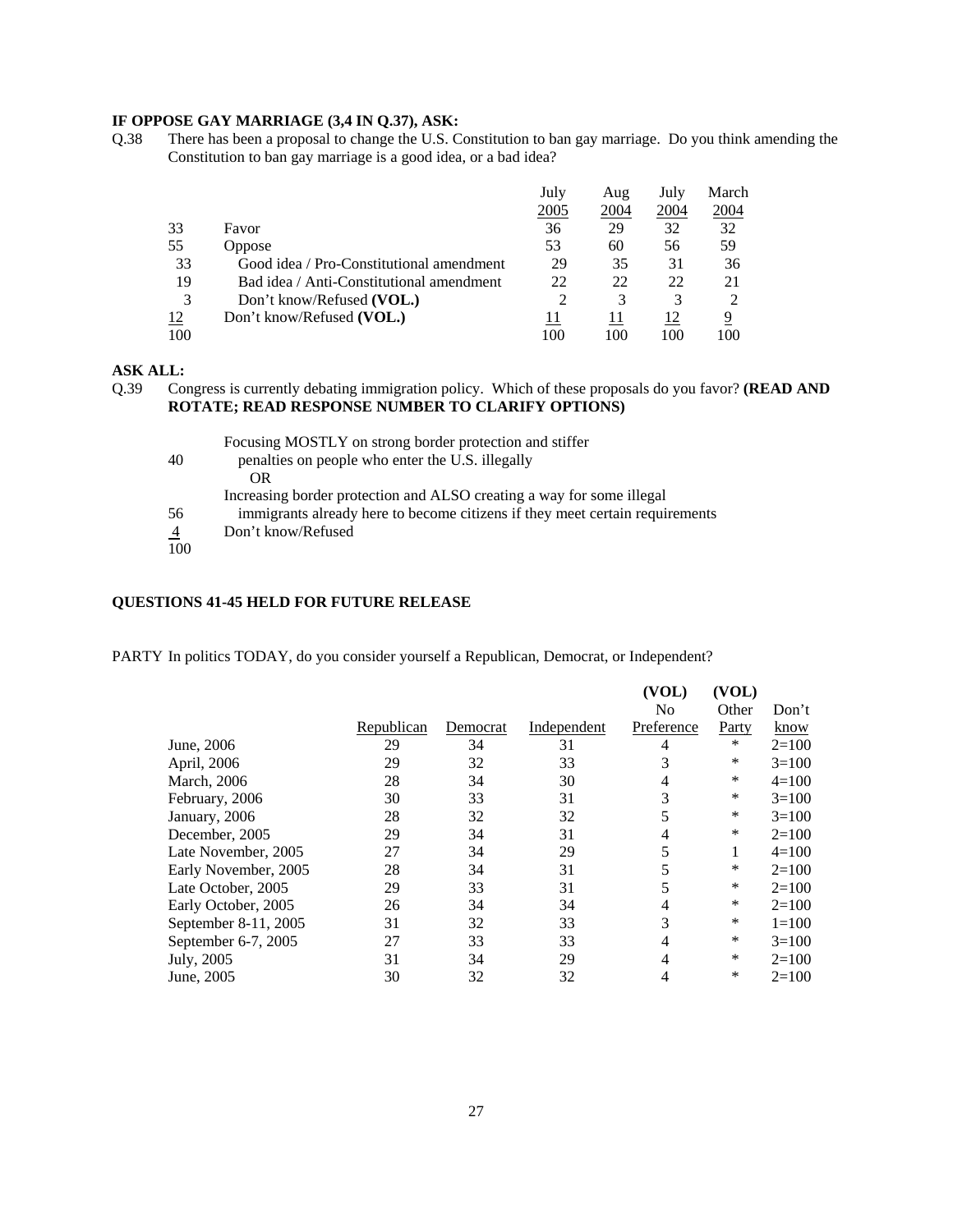**IF OPPOSE GAY MARRIAGE (3,4 IN Q.37), ASK:**

Q.38 There has been a proposal to change the U.S. Constitution to ban gay marriage. Do you think amending the Constitution to ban gay marriage is a good idea, or a bad idea?

| | | July 2005 | Aug 2004 | July 2004 | March 2004 |
|---|---|---|---|---|---|
| 33 | Favor | 36 | 29 | 32 | 32 |
| 55 | Oppose | 53 | 60 | 56 | 59 |
| 33 | Good idea / Pro-Constitutional amendment | 29 | 35 | 31 | 36 |
| 19 | Bad idea / Anti-Constitutional amendment | 22 | 22 | 22 | 21 |
| 3 | Don't know/Refused **(VOL.)** | 2 | 3 | 3 | 2 |
| 12 | Don't know/Refused **(VOL.)** | 11 | 11 | 12 | 9 |
| 100 | | 100 | 100 | 100 | 100 |

**ASK ALL:**

Q.39 Congress is currently debating immigration policy. Which of these proposals do you favor? **(READ AND ROTATE; READ RESPONSE NUMBER TO CLARIFY OPTIONS)**

| | |
|---|---|
| 40 | Focusing MOSTLY on strong border protection and stiffer penalties on people who enter the U.S. illegally |
| | OR |
| 56 | Increasing border protection and ALSO creating a way for some illegal immigrants already here to become citizens if they meet certain requirements |
| 4 | Don't know/Refused |
| 100 | |

**QUESTIONS 41-45 HELD FOR FUTURE RELEASE**

PARTY In politics TODAY, do you consider yourself a Republican, Democrat, or Independent?

| | Republican | Democrat | Independent | (VOL) No Preference | (VOL) Other Party | Don't know |
|---|---|---|---|---|---|---|
| June, 2006 | 29 | 34 | 31 | 4 | * | 2=100 |
| April, 2006 | 29 | 32 | 33 | 3 | * | 3=100 |
| March, 2006 | 28 | 34 | 30 | 4 | * | 4=100 |
| February, 2006 | 30 | 33 | 31 | 3 | * | 3=100 |
| January, 2006 | 28 | 32 | 32 | 5 | * | 3=100 |
| December, 2005 | 29 | 34 | 31 | 4 | * | 2=100 |
| Late November, 2005 | 27 | 34 | 29 | 5 | 1 | 4=100 |
| Early November, 2005 | 28 | 34 | 31 | 5 | * | 2=100 |
| Late October, 2005 | 29 | 33 | 31 | 5 | * | 2=100 |
| Early October, 2005 | 26 | 34 | 34 | 4 | * | 2=100 |
| September 8-11, 2005 | 31 | 32 | 33 | 3 | * | 1=100 |
| September 6-7, 2005 | 27 | 33 | 33 | 4 | * | 3=100 |
| July, 2005 | 31 | 34 | 29 | 4 | * | 2=100 |
| June, 2005 | 30 | 32 | 32 | 4 | * | 2=100 |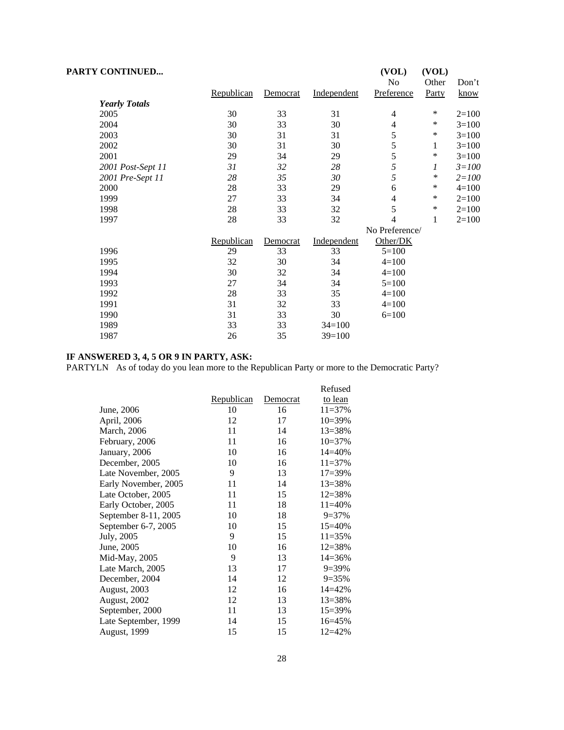**PARTY CONTINUED...**

| | Republican | Democrat | Independent | (VOL) No Preference | (VOL) Other Party | Don't know |
|---|---|---|---|---|---|---|
| ***Yearly Totals*** | | | | | | |
| 2005 | 30 | 33 | 31 | 4 | * | 2=100 |
| 2004 | 30 | 33 | 30 | 4 | * | 3=100 |
| 2003 | 30 | 31 | 31 | 5 | * | 3=100 |
| 2002 | 30 | 31 | 30 | 5 | 1 | 3=100 |
| 2001 | 29 | 34 | 29 | 5 | * | 3=100 |
| *2001 Post-Sept 11* | *31* | *32* | *28* | *5* | *1* | *3=100* |
| *2001 Pre-Sept 11* | *28* | *35* | *30* | *5* | * | *2=100* |
| 2000 | 28 | 33 | 29 | 6 | * | 4=100 |
| 1999 | 27 | 33 | 34 | 4 | * | 2=100 |
| 1998 | 28 | 33 | 32 | 5 | * | 2=100 |
| 1997 | 28 | 33 | 32 | 4 | 1 | 2=100 |

| | Republican | Democrat | Independent | No Preference/ Other/DK |
|---|---|---|---|---|
| 1996 | 29 | 33 | 33 | 5=100 |
| 1995 | 32 | 30 | 34 | 4=100 |
| 1994 | 30 | 32 | 34 | 4=100 |
| 1993 | 27 | 34 | 34 | 5=100 |
| 1992 | 28 | 33 | 35 | 4=100 |
| 1991 | 31 | 32 | 33 | 4=100 |
| 1990 | 31 | 33 | 30 | 6=100 |
| 1989 | 33 | 33 | 34=100 | |
| 1987 | 26 | 35 | 39=100 | |

**IF ANSWERED 3, 4, 5 OR 9 IN PARTY, ASK:**

PARTYLN As of today do you lean more to the Republican Party or more to the Democratic Party?

| | Republican | Democrat | Refused to lean |
|---|---|---|---|
| June, 2006 | 10 | 16 | 11=37% |
| April, 2006 | 12 | 17 | 10=39% |
| March, 2006 | 11 | 14 | 13=38% |
| February, 2006 | 11 | 16 | 10=37% |
| January, 2006 | 10 | 16 | 14=40% |
| December, 2005 | 10 | 16 | 11=37% |
| Late November, 2005 | 9 | 13 | 17=39% |
| Early November, 2005 | 11 | 14 | 13=38% |
| Late October, 2005 | 11 | 15 | 12=38% |
| Early October, 2005 | 11 | 18 | 11=40% |
| September 8-11, 2005 | 10 | 18 | 9=37% |
| September 6-7, 2005 | 10 | 15 | 15=40% |
| July, 2005 | 9 | 15 | 11=35% |
| June, 2005 | 10 | 16 | 12=38% |
| Mid-May, 2005 | 9 | 13 | 14=36% |
| Late March, 2005 | 13 | 17 | 9=39% |
| December, 2004 | 14 | 12 | 9=35% |
| August, 2003 | 12 | 16 | 14=42% |
| August, 2002 | 12 | 13 | 13=38% |
| September, 2000 | 11 | 13 | 15=39% |
| Late September, 1999 | 14 | 15 | 16=45% |
| August, 1999 | 15 | 15 | 12=42% |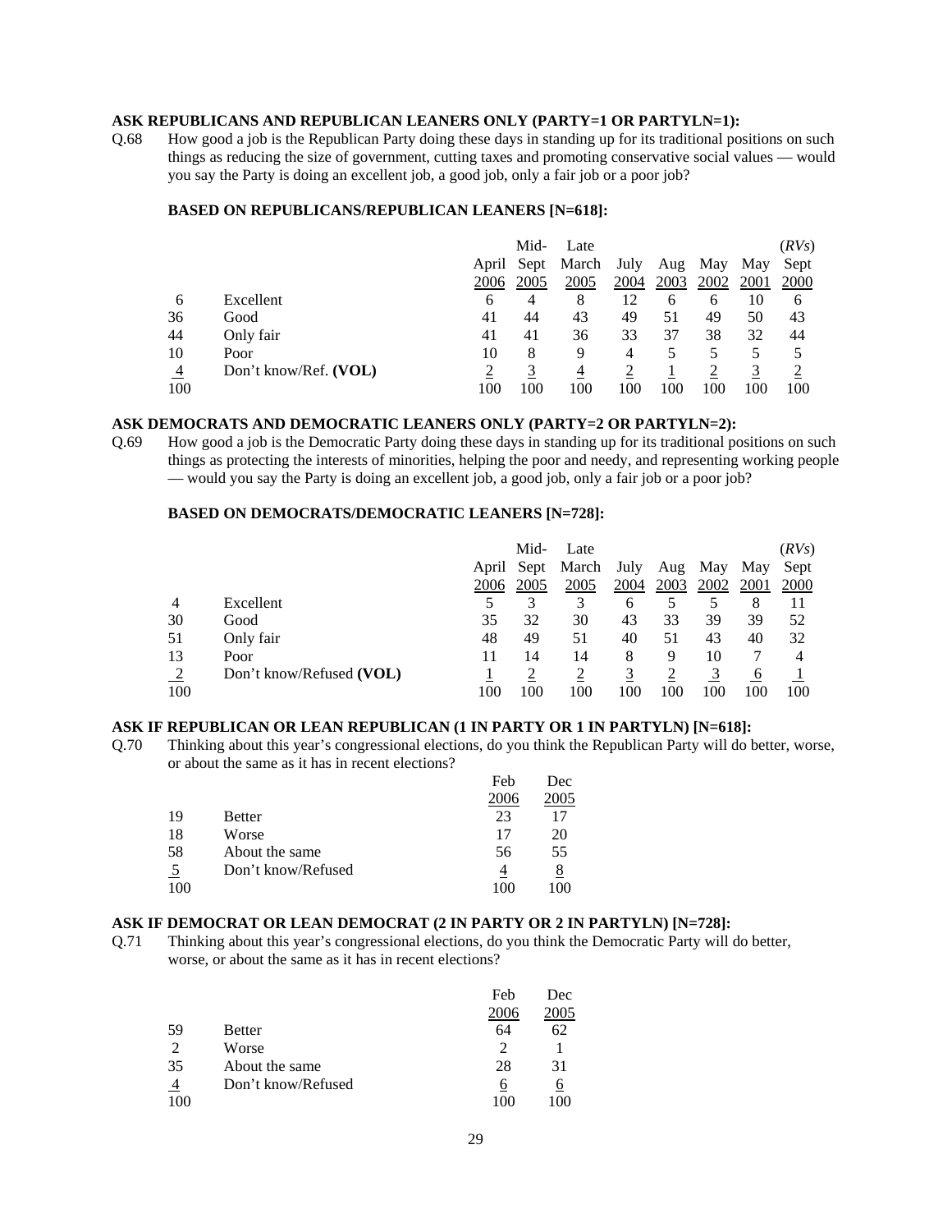**ASK REPUBLICANS AND REPUBLICAN LEANERS ONLY (PARTY=1 OR PARTYLN=1):**

Q.68 How good a job is the Republican Party doing these days in standing up for its traditional positions on such things as reducing the size of government, cutting taxes and promoting conservative social values — would you say the Party is doing an excellent job, a good job, only a fair job or a poor job?

**BASED ON REPUBLICANS/REPUBLICAN LEANERS [N=618]:**

| | | April 2006 | Mid-Sept 2005 | Late March 2005 | July 2004 | Aug 2003 | May 2002 | May 2001 | (*RVs*) Sept 2000 |
|---|---|---|---|---|---|---|---|---|---|
| 6 | Excellent | 6 | 4 | 8 | 12 | 6 | 6 | 10 | 6 |
| 36 | Good | 41 | 44 | 43 | 49 | 51 | 49 | 50 | 43 |
| 44 | Only fair | 41 | 41 | 36 | 33 | 37 | 38 | 32 | 44 |
| 10 | Poor | 10 | 8 | 9 | 4 | 5 | 5 | 5 | 5 |
| 4 | Don't know/Ref. **(VOL)** | 2 | 3 | 4 | 2 | 1 | 2 | 3 | 2 |
| 100 | | 100 | 100 | 100 | 100 | 100 | 100 | 100 | 100 |

**ASK DEMOCRATS AND DEMOCRATIC LEANERS ONLY (PARTY=2 OR PARTYLN=2):**

Q.69 How good a job is the Democratic Party doing these days in standing up for its traditional positions on such things as protecting the interests of minorities, helping the poor and needy, and representing working people — would you say the Party is doing an excellent job, a good job, only a fair job or a poor job?

**BASED ON DEMOCRATS/DEMOCRATIC LEANERS [N=728]:**

| | | April 2006 | Mid-Sept 2005 | Late March 2005 | July 2004 | Aug 2003 | May 2002 | May 2001 | (*RVs*) Sept 2000 |
|---|---|---|---|---|---|---|---|---|---|
| 4 | Excellent | 5 | 3 | 3 | 6 | 5 | 5 | 8 | 11 |
| 30 | Good | 35 | 32 | 30 | 43 | 33 | 39 | 39 | 52 |
| 51 | Only fair | 48 | 49 | 51 | 40 | 51 | 43 | 40 | 32 |
| 13 | Poor | 11 | 14 | 14 | 8 | 9 | 10 | 7 | 4 |
| 2 | Don't know/Refused **(VOL)** | 1 | 2 | 2 | 3 | 2 | 3 | 6 | 1 |
| 100 | | 100 | 100 | 100 | 100 | 100 | 100 | 100 | 100 |

**ASK IF REPUBLICAN OR LEAN REPUBLICAN (1 IN PARTY OR 1 IN PARTYLN) [N=618]:**

Q.70 Thinking about this year's congressional elections, do you think the Republican Party will do better, worse, or about the same as it has in recent elections?

| | | Feb 2006 | Dec 2005 |
|---|---|---|---|
| 19 | Better | 23 | 17 |
| 18 | Worse | 17 | 20 |
| 58 | About the same | 56 | 55 |
| 5 | Don't know/Refused | 4 | 8 |
| 100 | | 100 | 100 |

**ASK IF DEMOCRAT OR LEAN DEMOCRAT (2 IN PARTY OR 2 IN PARTYLN) [N=728]:**

Q.71 Thinking about this year's congressional elections, do you think the Democratic Party will do better, worse, or about the same as it has in recent elections?

| | | Feb 2006 | Dec 2005 |
|---|---|---|---|
| 59 | Better | 64 | 62 |
| 2 | Worse | 2 | 1 |
| 35 | About the same | 28 | 31 |
| 4 | Don't know/Refused | 6 | 6 |
| 100 | | 100 | 100 |